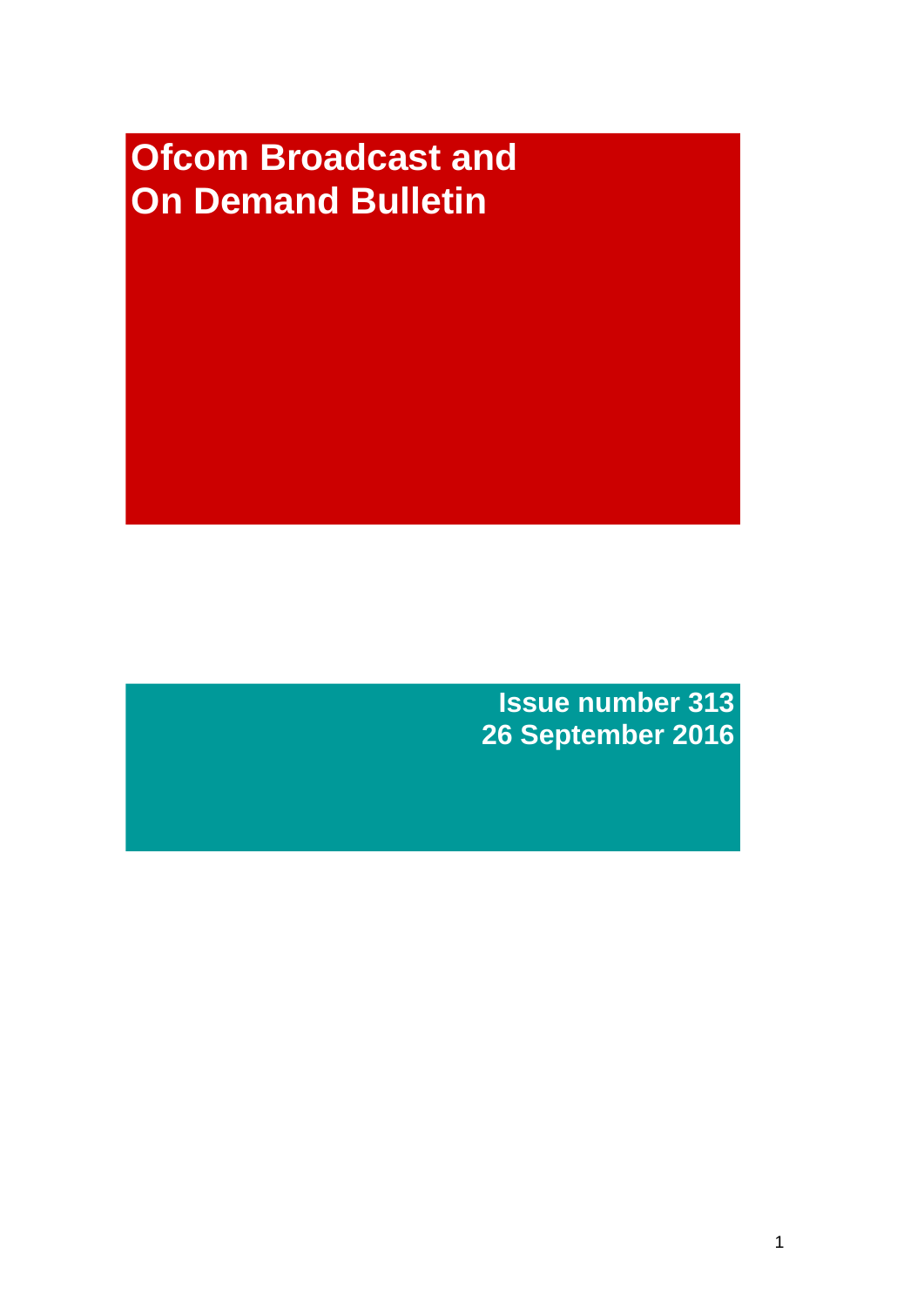# Ofcom Broadcast and On Demand Bulletin

**Issue number 313**
**26 September 2016**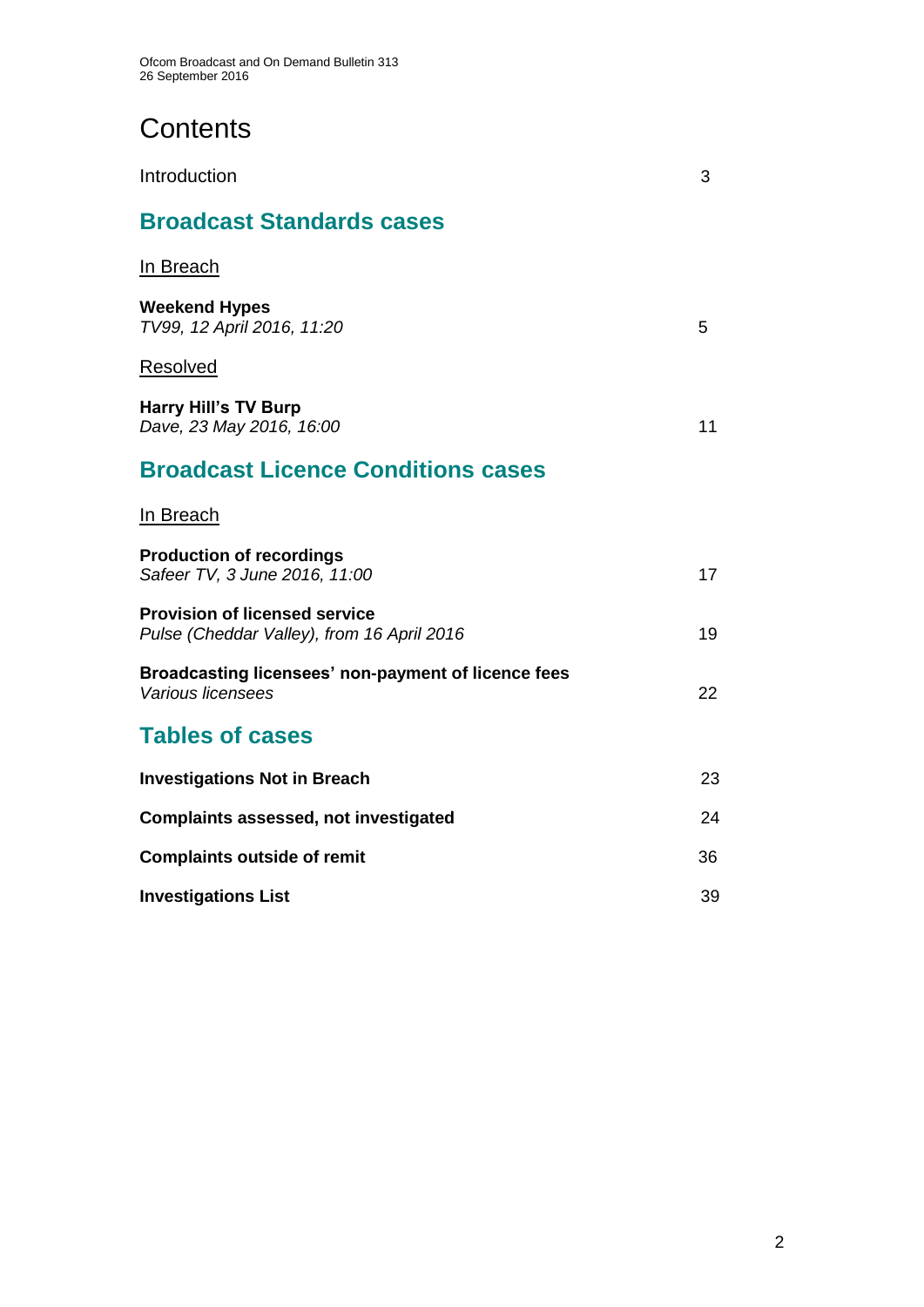# Contents

Introduction 3

## Broadcast Standards cases

In Breach

**Weekend Hypes**
*TV99, 12 April 2016, 11:20* 5

Resolved

**Harry Hill's TV Burp**
*Dave, 23 May 2016, 16:00* 11

## Broadcast Licence Conditions cases

In Breach

**Production of recordings**
*Safeer TV, 3 June 2016, 11:00* 17

**Provision of licensed service**
*Pulse (Cheddar Valley), from 16 April 2016* 19

**Broadcasting licensees' non-payment of licence fees**
*Various licensees* 22

## Tables of cases

**Investigations Not in Breach** 23

**Complaints assessed, not investigated** 24

**Complaints outside of remit** 36

**Investigations List** 39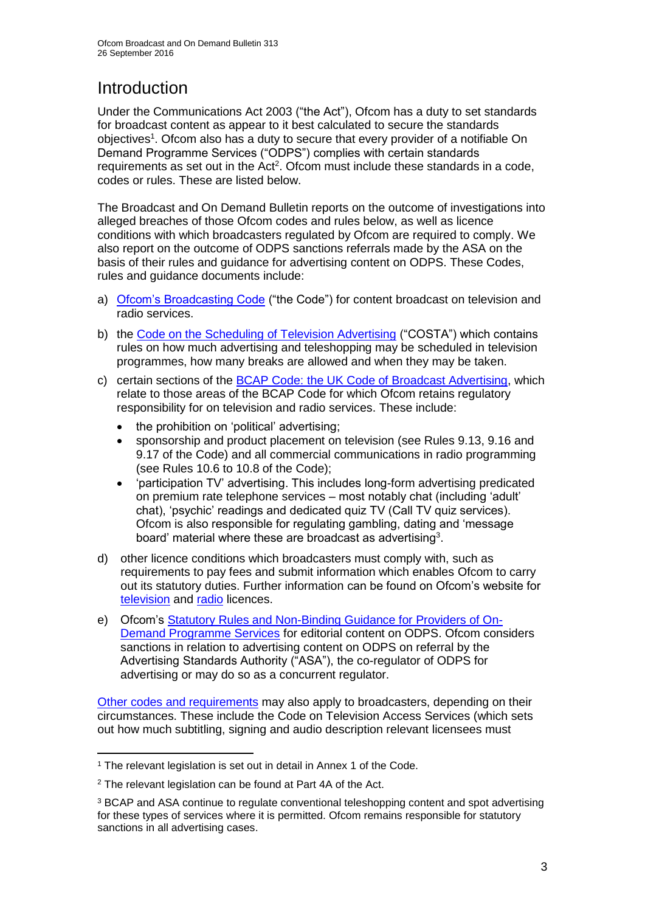# Introduction

Under the Communications Act 2003 ("the Act"), Ofcom has a duty to set standards for broadcast content as appear to it best calculated to secure the standards objectives[1]. Ofcom also has a duty to secure that every provider of a notifiable On Demand Programme Services ("ODPS") complies with certain standards requirements as set out in the Act[2]. Ofcom must include these standards in a code, codes or rules. These are listed below.

The Broadcast and On Demand Bulletin reports on the outcome of investigations into alleged breaches of those Ofcom codes and rules below, as well as licence conditions with which broadcasters regulated by Ofcom are required to comply. We also report on the outcome of ODPS sanctions referrals made by the ASA on the basis of their rules and guidance for advertising content on ODPS. These Codes, rules and guidance documents include:

a) Ofcom's Broadcasting Code ("the Code") for content broadcast on television and radio services.

b) the Code on the Scheduling of Television Advertising ("COSTA") which contains rules on how much advertising and teleshopping may be scheduled in television programmes, how many breaks are allowed and when they may be taken.

c) certain sections of the BCAP Code: the UK Code of Broadcast Advertising, which relate to those areas of the BCAP Code for which Ofcom retains regulatory responsibility for on television and radio services. These include:
   - the prohibition on 'political' advertising;
   - sponsorship and product placement on television (see Rules 9.13, 9.16 and 9.17 of the Code) and all commercial communications in radio programming (see Rules 10.6 to 10.8 of the Code);
   - 'participation TV' advertising. This includes long-form advertising predicated on premium rate telephone services – most notably chat (including 'adult' chat), 'psychic' readings and dedicated quiz TV (Call TV quiz services). Ofcom is also responsible for regulating gambling, dating and 'message board' material where these are broadcast as advertising[3].

d) other licence conditions which broadcasters must comply with, such as requirements to pay fees and submit information which enables Ofcom to carry out its statutory duties. Further information can be found on Ofcom's website for television and radio licences.

e) Ofcom's Statutory Rules and Non-Binding Guidance for Providers of On-Demand Programme Services for editorial content on ODPS. Ofcom considers sanctions in relation to advertising content on ODPS on referral by the Advertising Standards Authority ("ASA"), the co-regulator of ODPS for advertising or may do so as a concurrent regulator.

Other codes and requirements may also apply to broadcasters, depending on their circumstances. These include the Code on Television Access Services (which sets out how much subtitling, signing and audio description relevant licensees must

---

[1] The relevant legislation is set out in detail in Annex 1 of the Code.

[2] The relevant legislation can be found at Part 4A of the Act.

[3] BCAP and ASA continue to regulate conventional teleshopping content and spot advertising for these types of services where it is permitted. Ofcom remains responsible for statutory sanctions in all advertising cases.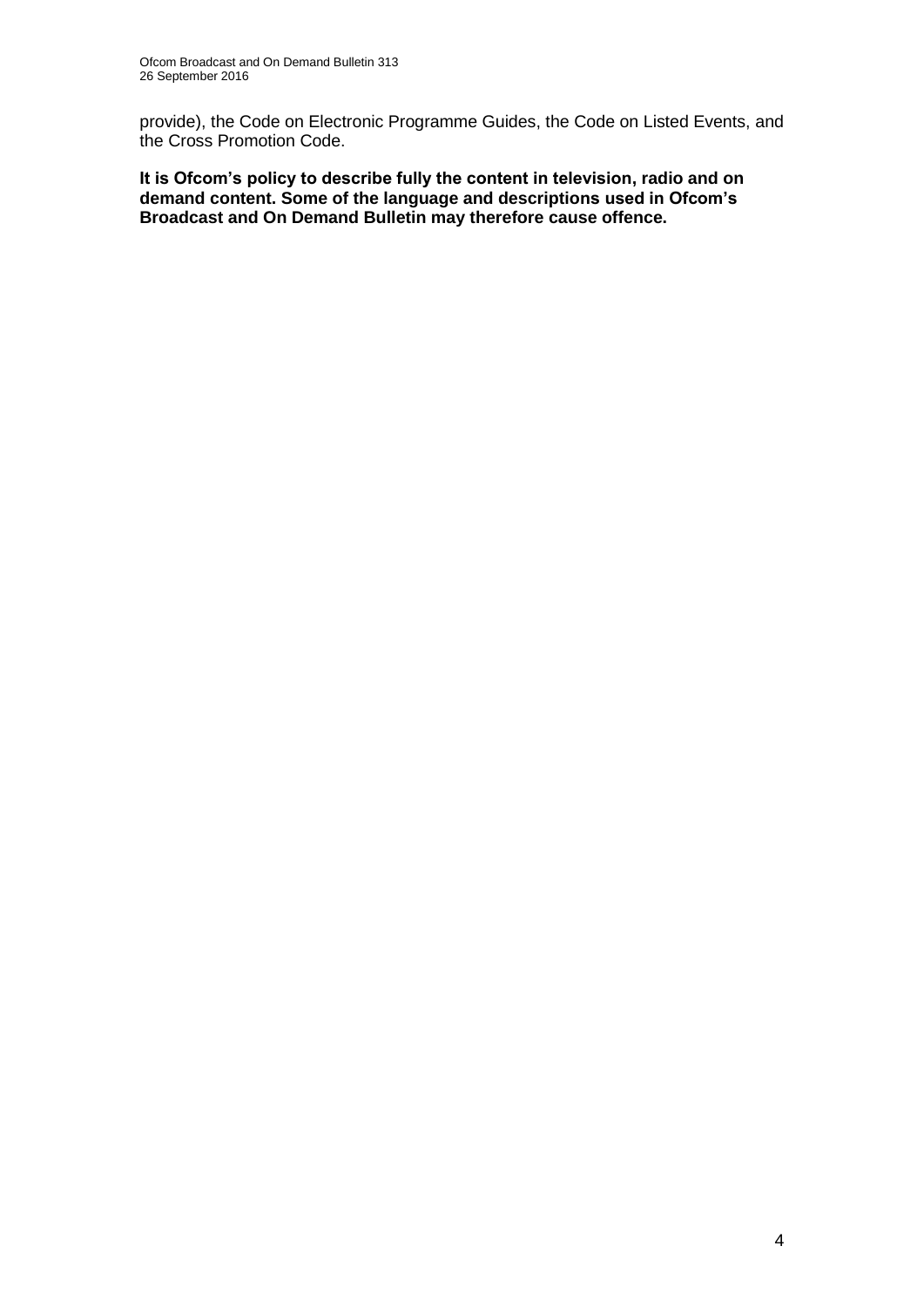provide), the Code on Electronic Programme Guides, the Code on Listed Events, and the Cross Promotion Code.

**It is Ofcom's policy to describe fully the content in television, radio and on demand content. Some of the language and descriptions used in Ofcom's Broadcast and On Demand Bulletin may therefore cause offence.**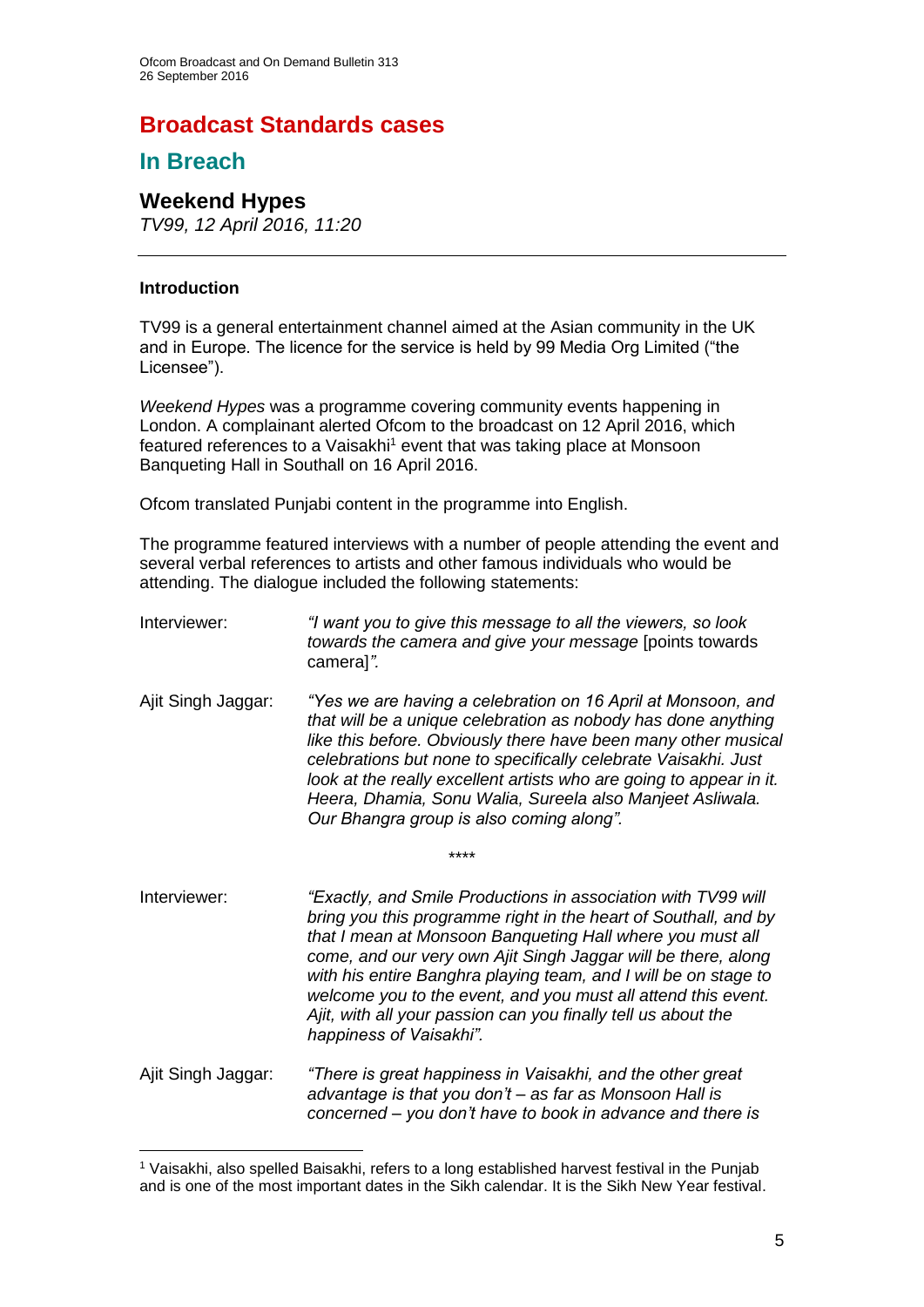# Broadcast Standards cases

## In Breach

### Weekend Hypes

*TV99, 12 April 2016, 11:20*

---

**Introduction**

TV99 is a general entertainment channel aimed at the Asian community in the UK and in Europe. The licence for the service is held by 99 Media Org Limited ("the Licensee").

*Weekend Hypes* was a programme covering community events happening in London. A complainant alerted Ofcom to the broadcast on 12 April 2016, which featured references to a Vaisakhi[1] event that was taking place at Monsoon Banqueting Hall in Southall on 16 April 2016.

Ofcom translated Punjabi content in the programme into English.

The programme featured interviews with a number of people attending the event and several verbal references to artists and other famous individuals who would be attending. The dialogue included the following statements:

Interviewer: *"I want you to give this message to all the viewers, so look towards the camera and give your message* [points towards camera]*".*

Ajit Singh Jaggar: *"Yes we are having a celebration on 16 April at Monsoon, and that will be a unique celebration as nobody has done anything like this before. Obviously there have been many other musical celebrations but none to specifically celebrate Vaisakhi. Just look at the really excellent artists who are going to appear in it. Heera, Dhamia, Sonu Walia, Sureela also Manjeet Asliwala. Our Bhangra group is also coming along".*

\*\*\*\*

Interviewer: *"Exactly, and Smile Productions in association with TV99 will bring you this programme right in the heart of Southall, and by that I mean at Monsoon Banqueting Hall where you must all come, and our very own Ajit Singh Jaggar will be there, along with his entire Banghra playing team, and I will be on stage to welcome you to the event, and you must all attend this event. Ajit, with all your passion can you finally tell us about the happiness of Vaisakhi".*

Ajit Singh Jaggar: *"There is great happiness in Vaisakhi, and the other great advantage is that you don't – as far as Monsoon Hall is concerned – you don't have to book in advance and there is*

---

[1] Vaisakhi, also spelled Baisakhi, refers to a long established harvest festival in the Punjab and is one of the most important dates in the Sikh calendar. It is the Sikh New Year festival.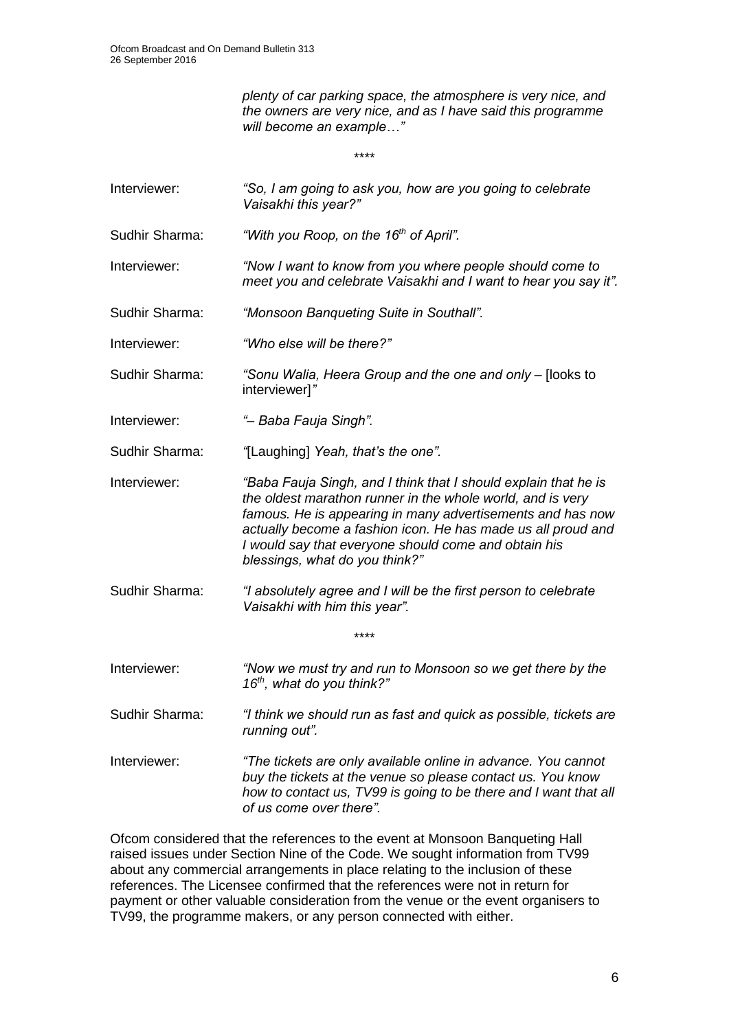*plenty of car parking space, the atmosphere is very nice, and the owners are very nice, and as I have said this programme will become an example…"*

\*\*\*\*

| | |
|---|---|
| Interviewer: | *"So, I am going to ask you, how are you going to celebrate Vaisakhi this year?"* |
| Sudhir Sharma: | *"With you Roop, on the 16th of April".* |
| Interviewer: | *"Now I want to know from you where people should come to meet you and celebrate Vaisakhi and I want to hear you say it".* |
| Sudhir Sharma: | *"Monsoon Banqueting Suite in Southall".* |
| Interviewer: | *"Who else will be there?"* |
| Sudhir Sharma: | *"Sonu Walia, Heera Group and the one and only –* [looks to interviewer]*"* |
| Interviewer: | *"– Baba Fauja Singh".* |
| Sudhir Sharma: | *"*[Laughing] *Yeah, that's the one".* |
| Interviewer: | *"Baba Fauja Singh, and I think that I should explain that he is the oldest marathon runner in the whole world, and is very famous. He is appearing in many advertisements and has now actually become a fashion icon. He has made us all proud and I would say that everyone should come and obtain his blessings, what do you think?"* |
| Sudhir Sharma: | *"I absolutely agree and I will be the first person to celebrate Vaisakhi with him this year".* |

\*\*\*\*

| | |
|---|---|
| Interviewer: | *"Now we must try and run to Monsoon so we get there by the 16th, what do you think?"* |
| Sudhir Sharma: | *"I think we should run as fast and quick as possible, tickets are running out".* |
| Interviewer: | *"The tickets are only available online in advance. You cannot buy the tickets at the venue so please contact us. You know how to contact us, TV99 is going to be there and I want that all of us come over there".* |

Ofcom considered that the references to the event at Monsoon Banqueting Hall raised issues under Section Nine of the Code. We sought information from TV99 about any commercial arrangements in place relating to the inclusion of these references. The Licensee confirmed that the references were not in return for payment or other valuable consideration from the venue or the event organisers to TV99, the programme makers, or any person connected with either.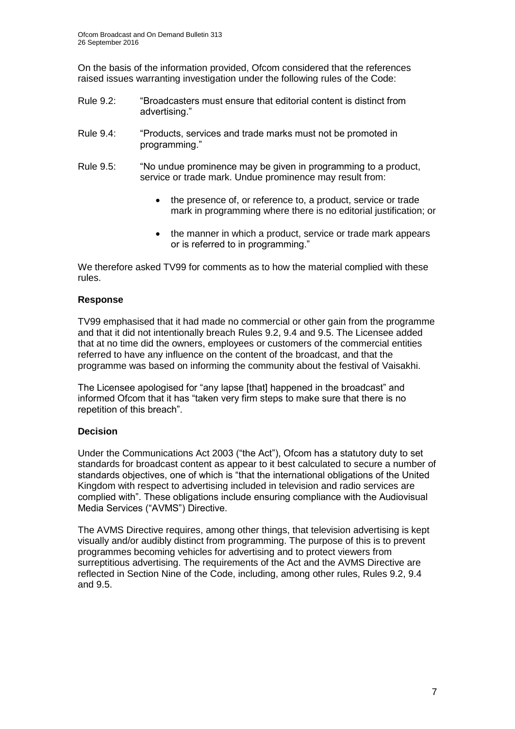On the basis of the information provided, Ofcom considered that the references raised issues warranting investigation under the following rules of the Code:

Rule 9.2: "Broadcasters must ensure that editorial content is distinct from advertising."

Rule 9.4: "Products, services and trade marks must not be promoted in programming."

Rule 9.5: "No undue prominence may be given in programming to a product, service or trade mark. Undue prominence may result from:

- the presence of, or reference to, a product, service or trade mark in programming where there is no editorial justification; or
- the manner in which a product, service or trade mark appears or is referred to in programming."

We therefore asked TV99 for comments as to how the material complied with these rules.

**Response**

TV99 emphasised that it had made no commercial or other gain from the programme and that it did not intentionally breach Rules 9.2, 9.4 and 9.5. The Licensee added that at no time did the owners, employees or customers of the commercial entities referred to have any influence on the content of the broadcast, and that the programme was based on informing the community about the festival of Vaisakhi.

The Licensee apologised for "any lapse [that] happened in the broadcast" and informed Ofcom that it has "taken very firm steps to make sure that there is no repetition of this breach".

**Decision**

Under the Communications Act 2003 ("the Act"), Ofcom has a statutory duty to set standards for broadcast content as appear to it best calculated to secure a number of standards objectives, one of which is "that the international obligations of the United Kingdom with respect to advertising included in television and radio services are complied with". These obligations include ensuring compliance with the Audiovisual Media Services ("AVMS") Directive.

The AVMS Directive requires, among other things, that television advertising is kept visually and/or audibly distinct from programming. The purpose of this is to prevent programmes becoming vehicles for advertising and to protect viewers from surreptitious advertising. The requirements of the Act and the AVMS Directive are reflected in Section Nine of the Code, including, among other rules, Rules 9.2, 9.4 and 9.5.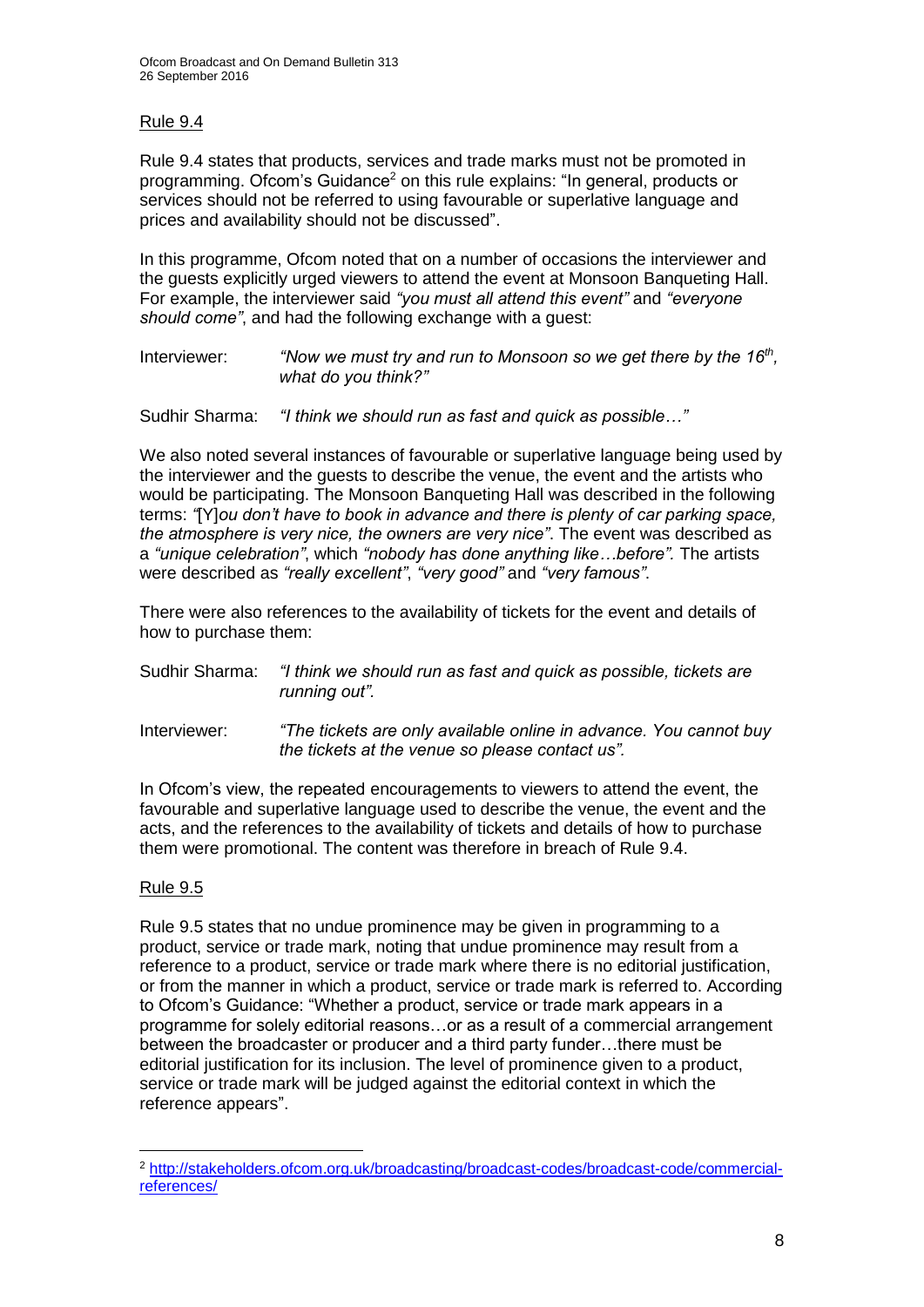Rule 9.4

Rule 9.4 states that products, services and trade marks must not be promoted in programming. Ofcom's Guidance[2] on this rule explains: "In general, products or services should not be referred to using favourable or superlative language and prices and availability should not be discussed".

In this programme, Ofcom noted that on a number of occasions the interviewer and the guests explicitly urged viewers to attend the event at Monsoon Banqueting Hall. For example, the interviewer said *"you must all attend this event"* and *"everyone should come"*, and had the following exchange with a guest:

Interviewer: *"Now we must try and run to Monsoon so we get there by the 16th, what do you think?"*

Sudhir Sharma: *"I think we should run as fast and quick as possible…"*

We also noted several instances of favourable or superlative language being used by the interviewer and the guests to describe the venue, the event and the artists who would be participating. The Monsoon Banqueting Hall was described in the following terms: *"*[Y]*ou don't have to book in advance and there is plenty of car parking space, the atmosphere is very nice, the owners are very nice"*. The event was described as a *"unique celebration"*, which *"nobody has done anything like…before".* The artists were described as *"really excellent"*, *"very good"* and *"very famous"*.

There were also references to the availability of tickets for the event and details of how to purchase them:

Sudhir Sharma: *"I think we should run as fast and quick as possible, tickets are running out".*

Interviewer: *"The tickets are only available online in advance. You cannot buy the tickets at the venue so please contact us".*

In Ofcom's view, the repeated encouragements to viewers to attend the event, the favourable and superlative language used to describe the venue, the event and the acts, and the references to the availability of tickets and details of how to purchase them were promotional. The content was therefore in breach of Rule 9.4.

Rule 9.5

Rule 9.5 states that no undue prominence may be given in programming to a product, service or trade mark, noting that undue prominence may result from a reference to a product, service or trade mark where there is no editorial justification, or from the manner in which a product, service or trade mark is referred to. According to Ofcom's Guidance: "Whether a product, service or trade mark appears in a programme for solely editorial reasons…or as a result of a commercial arrangement between the broadcaster or producer and a third party funder…there must be editorial justification for its inclusion. The level of prominence given to a product, service or trade mark will be judged against the editorial context in which the reference appears".

[2] http://stakeholders.ofcom.org.uk/broadcasting/broadcast-codes/broadcast-code/commercial-references/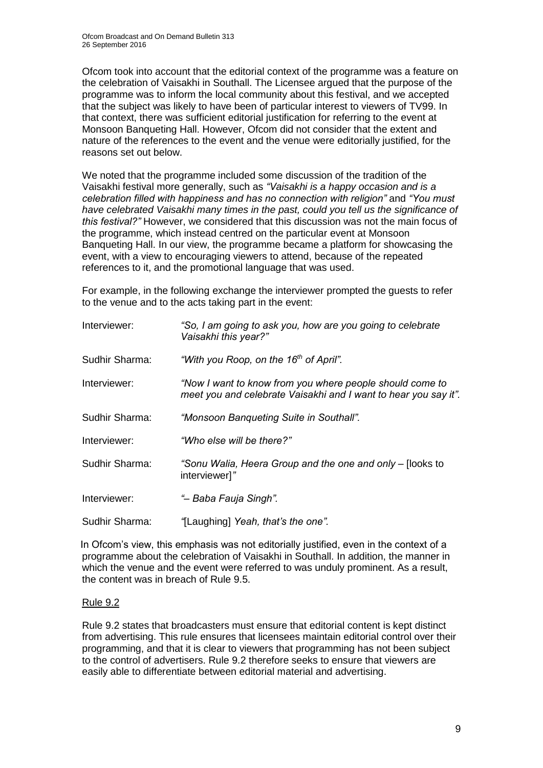Ofcom took into account that the editorial context of the programme was a feature on the celebration of Vaisakhi in Southall. The Licensee argued that the purpose of the programme was to inform the local community about this festival, and we accepted that the subject was likely to have been of particular interest to viewers of TV99. In that context, there was sufficient editorial justification for referring to the event at Monsoon Banqueting Hall. However, Ofcom did not consider that the extent and nature of the references to the event and the venue were editorially justified, for the reasons set out below.

We noted that the programme included some discussion of the tradition of the Vaisakhi festival more generally, such as *"Vaisakhi is a happy occasion and is a celebration filled with happiness and has no connection with religion"* and *"You must have celebrated Vaisakhi many times in the past, could you tell us the significance of this festival?"* However, we considered that this discussion was not the main focus of the programme, which instead centred on the particular event at Monsoon Banqueting Hall. In our view, the programme became a platform for showcasing the event, with a view to encouraging viewers to attend, because of the repeated references to it, and the promotional language that was used.

For example, in the following exchange the interviewer prompted the guests to refer to the venue and to the acts taking part in the event:

| | |
|---|---|
| Interviewer: | *"So, I am going to ask you, how are you going to celebrate Vaisakhi this year?"* |
| Sudhir Sharma: | *"With you Roop, on the 16th of April".* |
| Interviewer: | *"Now I want to know from you where people should come to meet you and celebrate Vaisakhi and I want to hear you say it".* |
| Sudhir Sharma: | *"Monsoon Banqueting Suite in Southall".* |
| Interviewer: | *"Who else will be there?"* |
| Sudhir Sharma: | *"Sonu Walia, Heera Group and the one and only* – [looks to interviewer]*"* |
| Interviewer: | *"– Baba Fauja Singh".* |
| Sudhir Sharma: | *"*[Laughing] *Yeah, that's the one".* |

In Ofcom's view, this emphasis was not editorially justified, even in the context of a programme about the celebration of Vaisakhi in Southall. In addition, the manner in which the venue and the event were referred to was unduly prominent. As a result, the content was in breach of Rule 9.5.

### Rule 9.2

Rule 9.2 states that broadcasters must ensure that editorial content is kept distinct from advertising. This rule ensures that licensees maintain editorial control over their programming, and that it is clear to viewers that programming has not been subject to the control of advertisers. Rule 9.2 therefore seeks to ensure that viewers are easily able to differentiate between editorial material and advertising.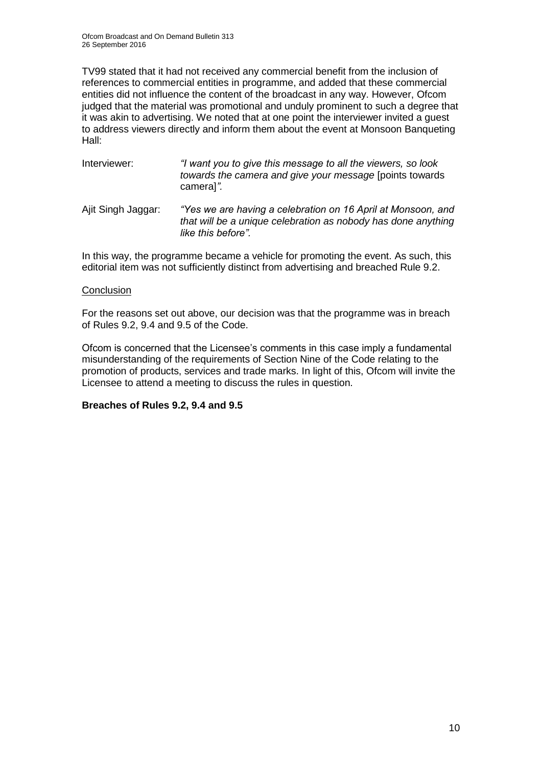TV99 stated that it had not received any commercial benefit from the inclusion of references to commercial entities in programme, and added that these commercial entities did not influence the content of the broadcast in any way. However, Ofcom judged that the material was promotional and unduly prominent to such a degree that it was akin to advertising. We noted that at one point the interviewer invited a guest to address viewers directly and inform them about the event at Monsoon Banqueting Hall:

Interviewer: *"I want you to give this message to all the viewers, so look towards the camera and give your message* [points towards camera]*".*

Ajit Singh Jaggar: *"Yes we are having a celebration on 16 April at Monsoon, and that will be a unique celebration as nobody has done anything like this before".*

In this way, the programme became a vehicle for promoting the event. As such, this editorial item was not sufficiently distinct from advertising and breached Rule 9.2.

Conclusion

For the reasons set out above, our decision was that the programme was in breach of Rules 9.2, 9.4 and 9.5 of the Code.

Ofcom is concerned that the Licensee's comments in this case imply a fundamental misunderstanding of the requirements of Section Nine of the Code relating to the promotion of products, services and trade marks. In light of this, Ofcom will invite the Licensee to attend a meeting to discuss the rules in question.

**Breaches of Rules 9.2, 9.4 and 9.5**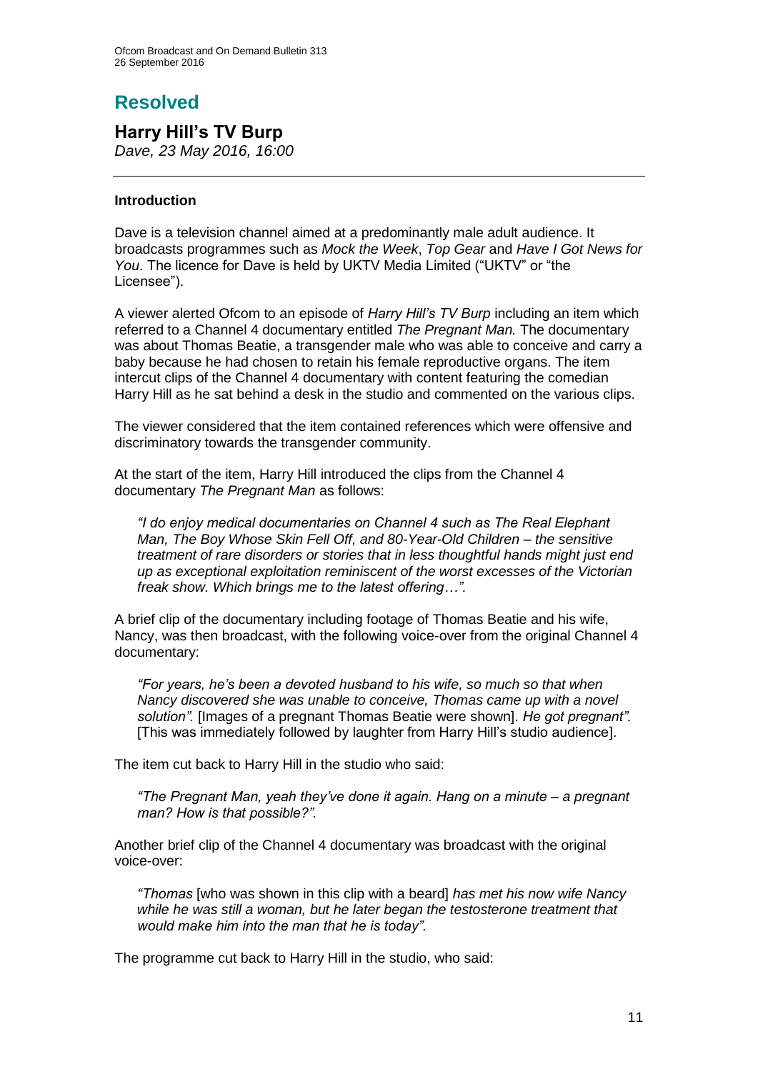# Resolved

## Harry Hill's TV Burp

*Dave, 23 May 2016, 16:00*

---

### Introduction

Dave is a television channel aimed at a predominantly male adult audience. It broadcasts programmes such as *Mock the Week*, *Top Gear* and *Have I Got News for You*. The licence for Dave is held by UKTV Media Limited ("UKTV" or "the Licensee").

A viewer alerted Ofcom to an episode of *Harry Hill's TV Burp* including an item which referred to a Channel 4 documentary entitled *The Pregnant Man.* The documentary was about Thomas Beatie, a transgender male who was able to conceive and carry a baby because he had chosen to retain his female reproductive organs. The item intercut clips of the Channel 4 documentary with content featuring the comedian Harry Hill as he sat behind a desk in the studio and commented on the various clips.

The viewer considered that the item contained references which were offensive and discriminatory towards the transgender community.

At the start of the item, Harry Hill introduced the clips from the Channel 4 documentary *The Pregnant Man* as follows:

> *"I do enjoy medical documentaries on Channel 4 such as The Real Elephant Man, The Boy Whose Skin Fell Off, and 80-Year-Old Children – the sensitive treatment of rare disorders or stories that in less thoughtful hands might just end up as exceptional exploitation reminiscent of the worst excesses of the Victorian freak show. Which brings me to the latest offering…".*

A brief clip of the documentary including footage of Thomas Beatie and his wife, Nancy, was then broadcast, with the following voice-over from the original Channel 4 documentary:

> *"For years, he's been a devoted husband to his wife, so much so that when Nancy discovered she was unable to conceive, Thomas came up with a novel solution".* [Images of a pregnant Thomas Beatie were shown]. *He got pregnant".* [This was immediately followed by laughter from Harry Hill's studio audience].

The item cut back to Harry Hill in the studio who said:

> *"The Pregnant Man, yeah they've done it again. Hang on a minute – a pregnant man? How is that possible?".*

Another brief clip of the Channel 4 documentary was broadcast with the original voice-over:

> *"Thomas* [who was shown in this clip with a beard] *has met his now wife Nancy while he was still a woman, but he later began the testosterone treatment that would make him into the man that he is today".*

The programme cut back to Harry Hill in the studio, who said: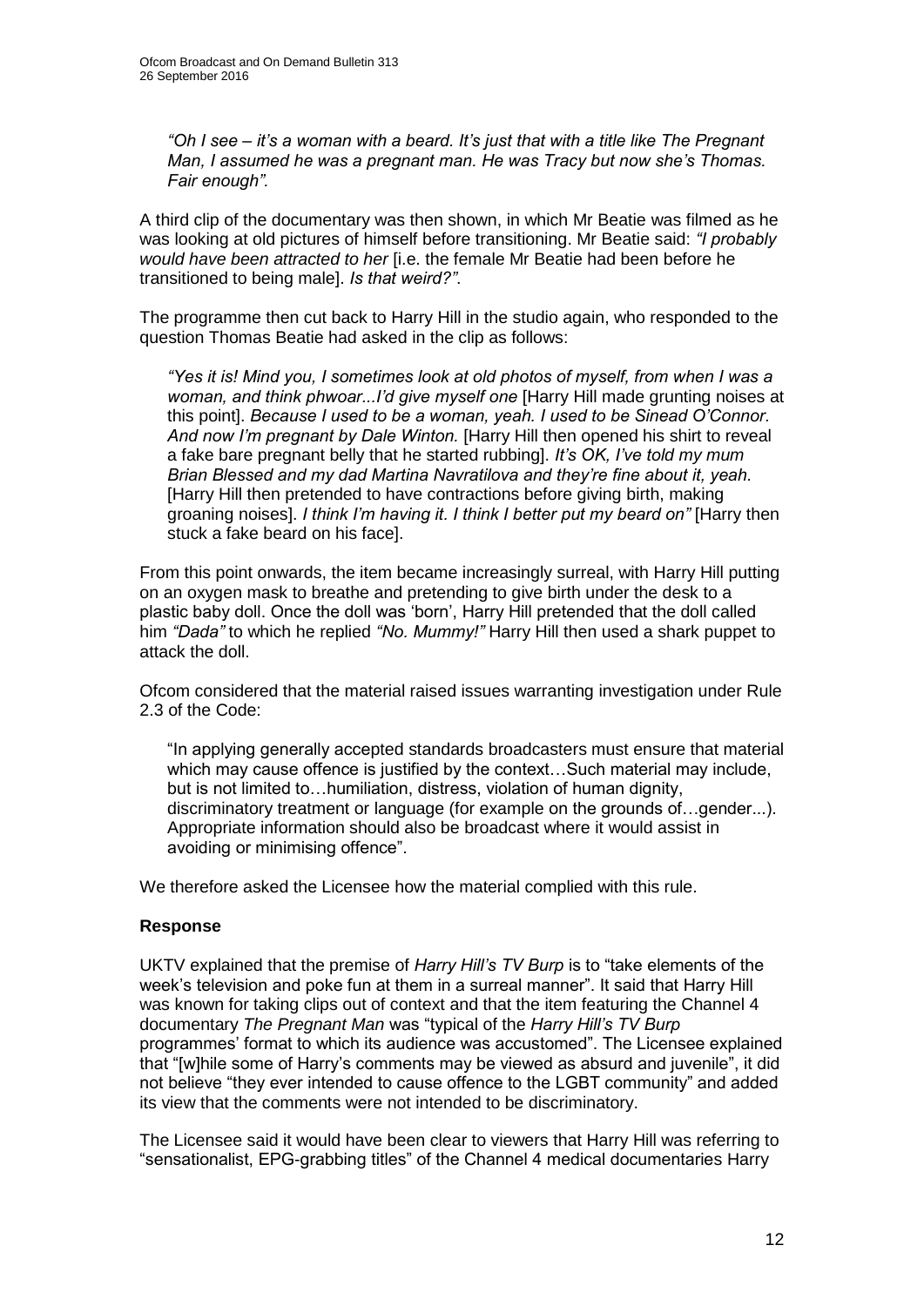*"Oh I see – it's a woman with a beard. It's just that with a title like The Pregnant Man, I assumed he was a pregnant man. He was Tracy but now she's Thomas. Fair enough".*

A third clip of the documentary was then shown, in which Mr Beatie was filmed as he was looking at old pictures of himself before transitioning. Mr Beatie said: *"I probably would have been attracted to her* [i.e. the female Mr Beatie had been before he transitioned to being male]. *Is that weird?"*.

The programme then cut back to Harry Hill in the studio again, who responded to the question Thomas Beatie had asked in the clip as follows:

> *"Yes it is! Mind you, I sometimes look at old photos of myself, from when I was a woman, and think phwoar...I'd give myself one* [Harry Hill made grunting noises at this point]. *Because I used to be a woman, yeah. I used to be Sinead O'Connor. And now I'm pregnant by Dale Winton.* [Harry Hill then opened his shirt to reveal a fake bare pregnant belly that he started rubbing]. *It's OK, I've told my mum Brian Blessed and my dad Martina Navratilova and they're fine about it, yeah.* [Harry Hill then pretended to have contractions before giving birth, making groaning noises]. *I think I'm having it. I think I better put my beard on"* [Harry then stuck a fake beard on his face].

From this point onwards, the item became increasingly surreal, with Harry Hill putting on an oxygen mask to breathe and pretending to give birth under the desk to a plastic baby doll. Once the doll was 'born', Harry Hill pretended that the doll called him *"Dada"* to which he replied *"No. Mummy!"* Harry Hill then used a shark puppet to attack the doll.

Ofcom considered that the material raised issues warranting investigation under Rule 2.3 of the Code:

> "In applying generally accepted standards broadcasters must ensure that material which may cause offence is justified by the context…Such material may include, but is not limited to…humiliation, distress, violation of human dignity, discriminatory treatment or language (for example on the grounds of…gender...). Appropriate information should also be broadcast where it would assist in avoiding or minimising offence".

We therefore asked the Licensee how the material complied with this rule.

**Response**

UKTV explained that the premise of *Harry Hill's TV Burp* is to "take elements of the week's television and poke fun at them in a surreal manner". It said that Harry Hill was known for taking clips out of context and that the item featuring the Channel 4 documentary *The Pregnant Man* was "typical of the *Harry Hill's TV Burp* programmes' format to which its audience was accustomed". The Licensee explained that "[w]hile some of Harry's comments may be viewed as absurd and juvenile", it did not believe "they ever intended to cause offence to the LGBT community" and added its view that the comments were not intended to be discriminatory.

The Licensee said it would have been clear to viewers that Harry Hill was referring to "sensationalist, EPG-grabbing titles" of the Channel 4 medical documentaries Harry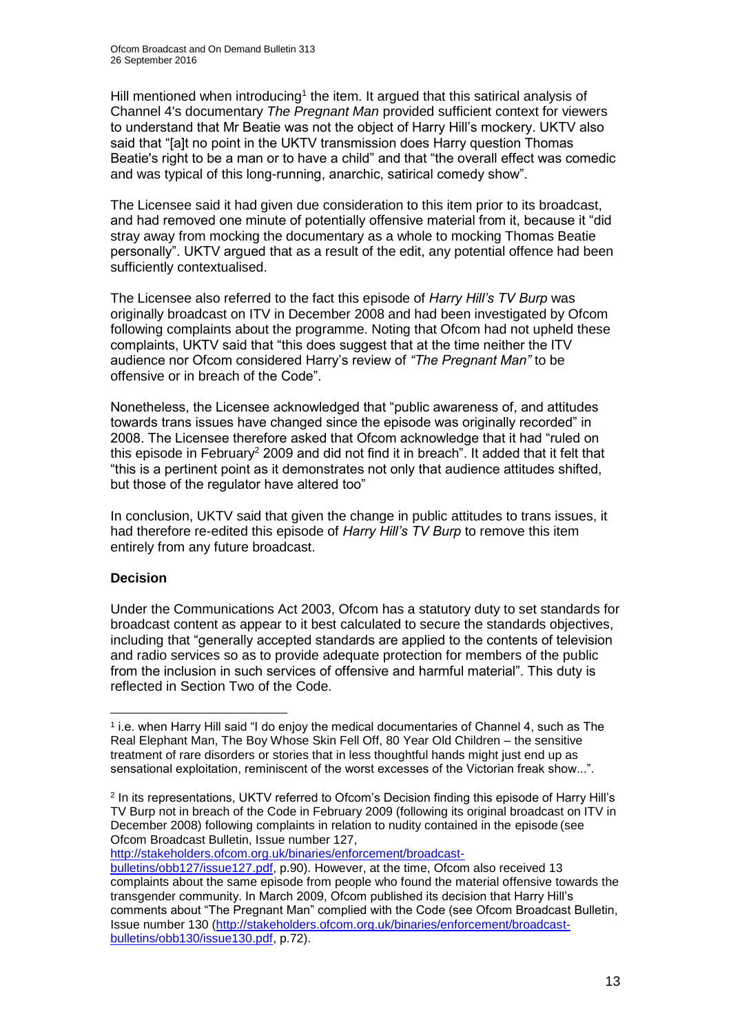Hill mentioned when introducing[1] the item. It argued that this satirical analysis of Channel 4's documentary *The Pregnant Man* provided sufficient context for viewers to understand that Mr Beatie was not the object of Harry Hill's mockery. UKTV also said that "[a]t no point in the UKTV transmission does Harry question Thomas Beatie's right to be a man or to have a child" and that "the overall effect was comedic and was typical of this long-running, anarchic, satirical comedy show".

The Licensee said it had given due consideration to this item prior to its broadcast, and had removed one minute of potentially offensive material from it, because it "did stray away from mocking the documentary as a whole to mocking Thomas Beatie personally". UKTV argued that as a result of the edit, any potential offence had been sufficiently contextualised.

The Licensee also referred to the fact this episode of *Harry Hill's TV Burp* was originally broadcast on ITV in December 2008 and had been investigated by Ofcom following complaints about the programme. Noting that Ofcom had not upheld these complaints, UKTV said that "this does suggest that at the time neither the ITV audience nor Ofcom considered Harry's review of *"The Pregnant Man"* to be offensive or in breach of the Code".

Nonetheless, the Licensee acknowledged that "public awareness of, and attitudes towards trans issues have changed since the episode was originally recorded" in 2008. The Licensee therefore asked that Ofcom acknowledge that it had "ruled on this episode in February[2] 2009 and did not find it in breach". It added that it felt that "this is a pertinent point as it demonstrates not only that audience attitudes shifted, but those of the regulator have altered too"

In conclusion, UKTV said that given the change in public attitudes to trans issues, it had therefore re-edited this episode of *Harry Hill's TV Burp* to remove this item entirely from any future broadcast.

**Decision**

Under the Communications Act 2003, Ofcom has a statutory duty to set standards for broadcast content as appear to it best calculated to secure the standards objectives, including that "generally accepted standards are applied to the contents of television and radio services so as to provide adequate protection for members of the public from the inclusion in such services of offensive and harmful material". This duty is reflected in Section Two of the Code.

---

[1] i.e. when Harry Hill said "I do enjoy the medical documentaries of Channel 4, such as The Real Elephant Man, The Boy Whose Skin Fell Off, 80 Year Old Children – the sensitive treatment of rare disorders or stories that in less thoughtful hands might just end up as sensational exploitation, reminiscent of the worst excesses of the Victorian freak show...".

[2] In its representations, UKTV referred to Ofcom's Decision finding this episode of Harry Hill's TV Burp not in breach of the Code in February 2009 (following its original broadcast on ITV in December 2008) following complaints in relation to nudity contained in the episode (see Ofcom Broadcast Bulletin, Issue number 127, http://stakeholders.ofcom.org.uk/binaries/enforcement/broadcast-bulletins/obb127/issue127.pdf, p.90). However, at the time, Ofcom also received 13 complaints about the same episode from people who found the material offensive towards the transgender community. In March 2009, Ofcom published its decision that Harry Hill's comments about "The Pregnant Man" complied with the Code (see Ofcom Broadcast Bulletin, Issue number 130 (http://stakeholders.ofcom.org.uk/binaries/enforcement/broadcast-bulletins/obb130/issue130.pdf, p.72).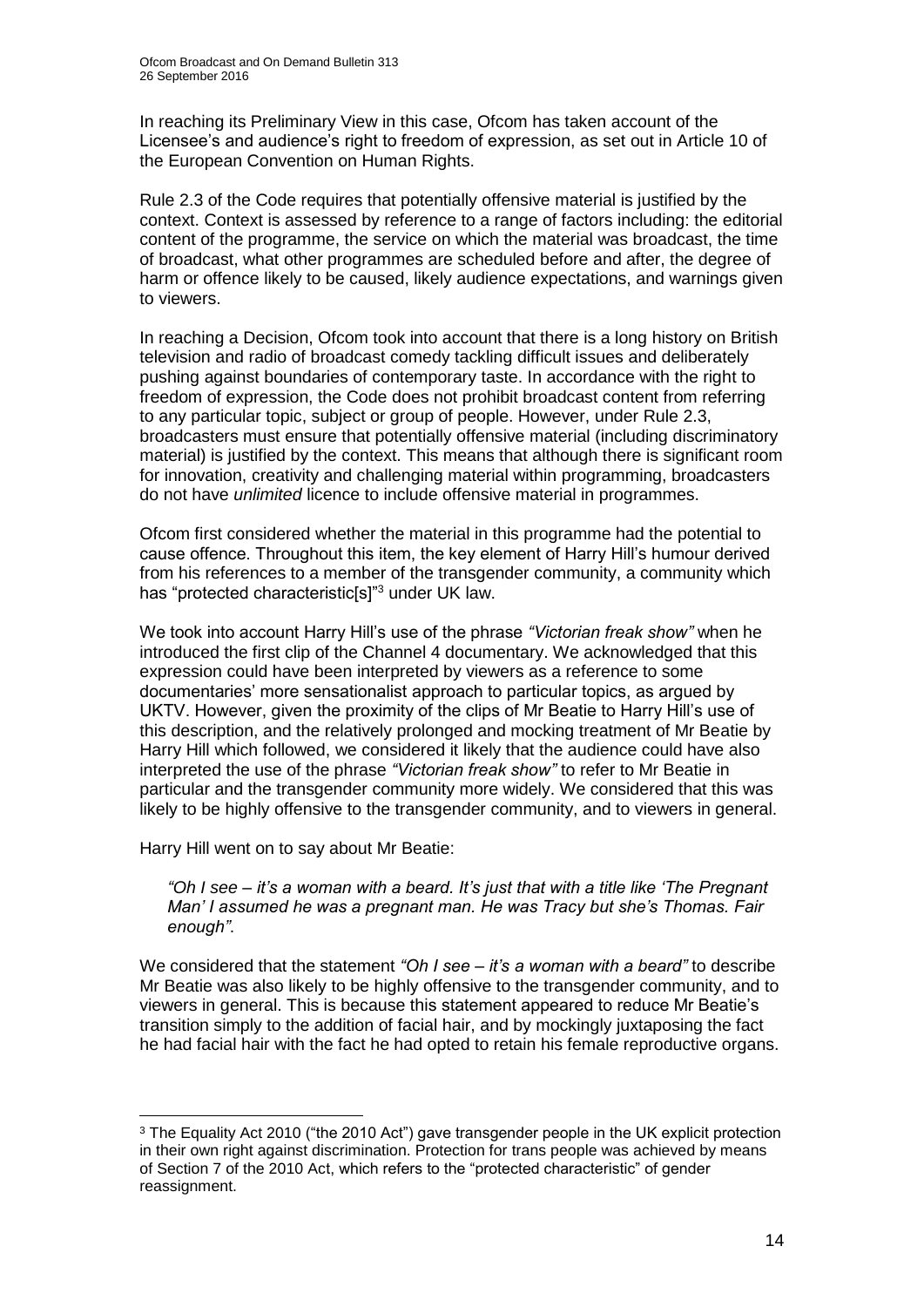In reaching its Preliminary View in this case, Ofcom has taken account of the Licensee's and audience's right to freedom of expression, as set out in Article 10 of the European Convention on Human Rights.

Rule 2.3 of the Code requires that potentially offensive material is justified by the context. Context is assessed by reference to a range of factors including: the editorial content of the programme, the service on which the material was broadcast, the time of broadcast, what other programmes are scheduled before and after, the degree of harm or offence likely to be caused, likely audience expectations, and warnings given to viewers.

In reaching a Decision, Ofcom took into account that there is a long history on British television and radio of broadcast comedy tackling difficult issues and deliberately pushing against boundaries of contemporary taste. In accordance with the right to freedom of expression, the Code does not prohibit broadcast content from referring to any particular topic, subject or group of people. However, under Rule 2.3, broadcasters must ensure that potentially offensive material (including discriminatory material) is justified by the context. This means that although there is significant room for innovation, creativity and challenging material within programming, broadcasters do not have *unlimited* licence to include offensive material in programmes.

Ofcom first considered whether the material in this programme had the potential to cause offence. Throughout this item, the key element of Harry Hill's humour derived from his references to a member of the transgender community, a community which has "protected characteristic[s]"[3] under UK law.

We took into account Harry Hill's use of the phrase *"Victorian freak show"* when he introduced the first clip of the Channel 4 documentary. We acknowledged that this expression could have been interpreted by viewers as a reference to some documentaries' more sensationalist approach to particular topics, as argued by UKTV. However, given the proximity of the clips of Mr Beatie to Harry Hill's use of this description, and the relatively prolonged and mocking treatment of Mr Beatie by Harry Hill which followed, we considered it likely that the audience could have also interpreted the use of the phrase *"Victorian freak show"* to refer to Mr Beatie in particular and the transgender community more widely. We considered that this was likely to be highly offensive to the transgender community, and to viewers in general.

Harry Hill went on to say about Mr Beatie:

> *"Oh I see – it's a woman with a beard. It's just that with a title like 'The Pregnant Man' I assumed he was a pregnant man. He was Tracy but she's Thomas. Fair enough".*

We considered that the statement *"Oh I see – it's a woman with a beard"* to describe Mr Beatie was also likely to be highly offensive to the transgender community, and to viewers in general. This is because this statement appeared to reduce Mr Beatie's transition simply to the addition of facial hair, and by mockingly juxtaposing the fact he had facial hair with the fact he had opted to retain his female reproductive organs.

---

[3] The Equality Act 2010 ("the 2010 Act") gave transgender people in the UK explicit protection in their own right against discrimination. Protection for trans people was achieved by means of Section 7 of the 2010 Act, which refers to the "protected characteristic" of gender reassignment.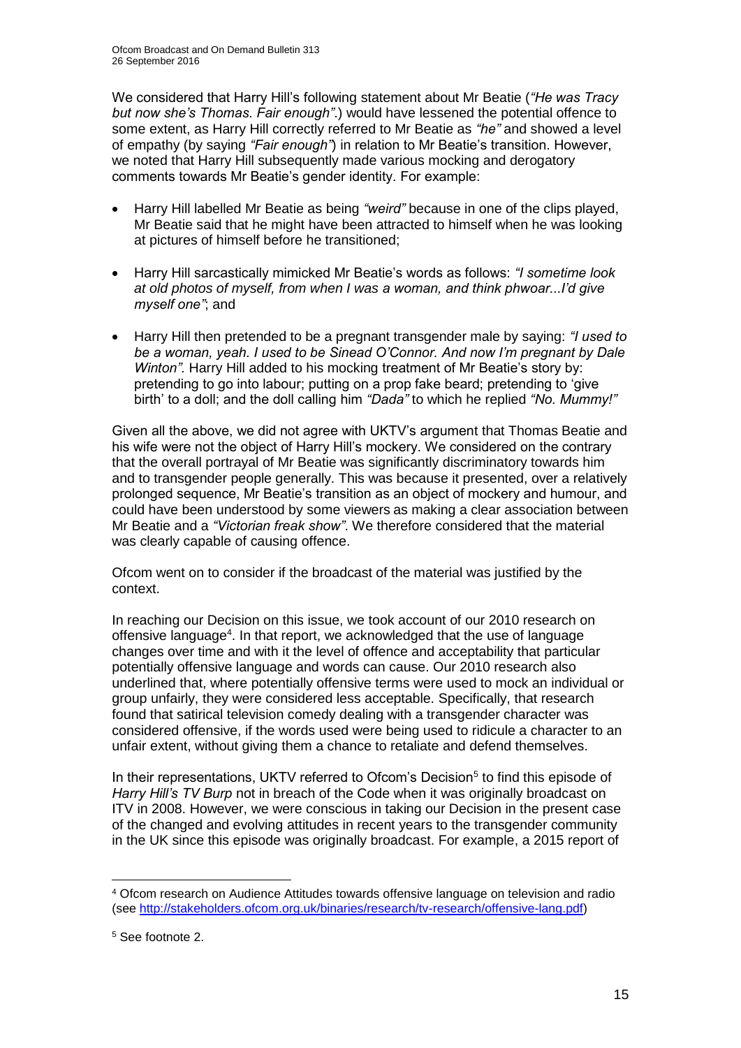We considered that Harry Hill's following statement about Mr Beatie (*"He was Tracy but now she's Thomas. Fair enough"*.) would have lessened the potential offence to some extent, as Harry Hill correctly referred to Mr Beatie as *"he"* and showed a level of empathy (by saying *"Fair enough"*) in relation to Mr Beatie's transition. However, we noted that Harry Hill subsequently made various mocking and derogatory comments towards Mr Beatie's gender identity. For example:

- Harry Hill labelled Mr Beatie as being *"weird"* because in one of the clips played, Mr Beatie said that he might have been attracted to himself when he was looking at pictures of himself before he transitioned;
- Harry Hill sarcastically mimicked Mr Beatie's words as follows: *"I sometime look at old photos of myself, from when I was a woman, and think phwoar...I'd give myself one"*; and
- Harry Hill then pretended to be a pregnant transgender male by saying: *"I used to be a woman, yeah. I used to be Sinead O'Connor. And now I'm pregnant by Dale Winton"*. Harry Hill added to his mocking treatment of Mr Beatie's story by: pretending to go into labour; putting on a prop fake beard; pretending to 'give birth' to a doll; and the doll calling him *"Dada"* to which he replied *"No. Mummy!"*

Given all the above, we did not agree with UKTV's argument that Thomas Beatie and his wife were not the object of Harry Hill's mockery. We considered on the contrary that the overall portrayal of Mr Beatie was significantly discriminatory towards him and to transgender people generally. This was because it presented, over a relatively prolonged sequence, Mr Beatie's transition as an object of mockery and humour, and could have been understood by some viewers as making a clear association between Mr Beatie and a *"Victorian freak show"*. We therefore considered that the material was clearly capable of causing offence.

Ofcom went on to consider if the broadcast of the material was justified by the context.

In reaching our Decision on this issue, we took account of our 2010 research on offensive language[4]. In that report, we acknowledged that the use of language changes over time and with it the level of offence and acceptability that particular potentially offensive language and words can cause. Our 2010 research also underlined that, where potentially offensive terms were used to mock an individual or group unfairly, they were considered less acceptable. Specifically, that research found that satirical television comedy dealing with a transgender character was considered offensive, if the words used were being used to ridicule a character to an unfair extent, without giving them a chance to retaliate and defend themselves.

In their representations, UKTV referred to Ofcom's Decision[5] to find this episode of *Harry Hill's TV Burp* not in breach of the Code when it was originally broadcast on ITV in 2008. However, we were conscious in taking our Decision in the present case of the changed and evolving attitudes in recent years to the transgender community in the UK since this episode was originally broadcast. For example, a 2015 report of

---

[4] Ofcom research on Audience Attitudes towards offensive language on television and radio (see http://stakeholders.ofcom.org.uk/binaries/research/tv-research/offensive-lang.pdf)

[5] See footnote 2.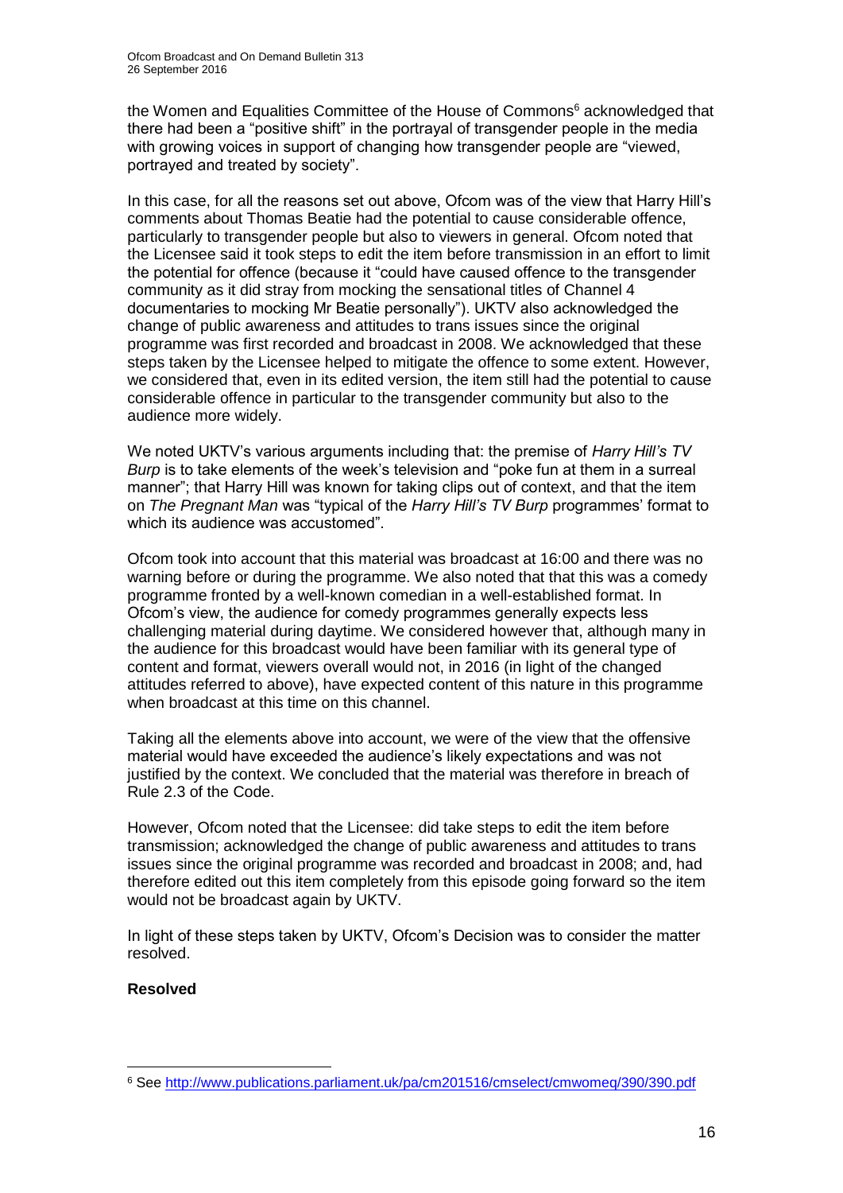the Women and Equalities Committee of the House of Commons[6] acknowledged that there had been a "positive shift" in the portrayal of transgender people in the media with growing voices in support of changing how transgender people are "viewed, portrayed and treated by society".

In this case, for all the reasons set out above, Ofcom was of the view that Harry Hill's comments about Thomas Beatie had the potential to cause considerable offence, particularly to transgender people but also to viewers in general. Ofcom noted that the Licensee said it took steps to edit the item before transmission in an effort to limit the potential for offence (because it "could have caused offence to the transgender community as it did stray from mocking the sensational titles of Channel 4 documentaries to mocking Mr Beatie personally"). UKTV also acknowledged the change of public awareness and attitudes to trans issues since the original programme was first recorded and broadcast in 2008. We acknowledged that these steps taken by the Licensee helped to mitigate the offence to some extent. However, we considered that, even in its edited version, the item still had the potential to cause considerable offence in particular to the transgender community but also to the audience more widely.

We noted UKTV's various arguments including that: the premise of *Harry Hill's TV Burp* is to take elements of the week's television and "poke fun at them in a surreal manner"; that Harry Hill was known for taking clips out of context, and that the item on *The Pregnant Man* was "typical of the *Harry Hill's TV Burp* programmes' format to which its audience was accustomed".

Ofcom took into account that this material was broadcast at 16:00 and there was no warning before or during the programme. We also noted that that this was a comedy programme fronted by a well-known comedian in a well-established format. In Ofcom's view, the audience for comedy programmes generally expects less challenging material during daytime. We considered however that, although many in the audience for this broadcast would have been familiar with its general type of content and format, viewers overall would not, in 2016 (in light of the changed attitudes referred to above), have expected content of this nature in this programme when broadcast at this time on this channel.

Taking all the elements above into account, we were of the view that the offensive material would have exceeded the audience's likely expectations and was not justified by the context. We concluded that the material was therefore in breach of Rule 2.3 of the Code.

However, Ofcom noted that the Licensee: did take steps to edit the item before transmission; acknowledged the change of public awareness and attitudes to trans issues since the original programme was recorded and broadcast in 2008; and, had therefore edited out this item completely from this episode going forward so the item would not be broadcast again by UKTV.

In light of these steps taken by UKTV, Ofcom's Decision was to consider the matter resolved.

**Resolved**

---

[6] See http://www.publications.parliament.uk/pa/cm201516/cmselect/cmwomeq/390/390.pdf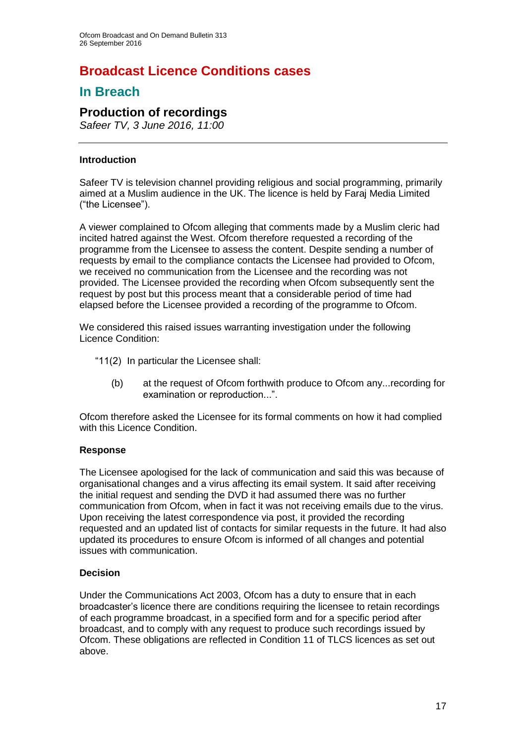# Broadcast Licence Conditions cases

## In Breach

### Production of recordings

*Safeer TV, 3 June 2016, 11:00*

---

**Introduction**

Safeer TV is television channel providing religious and social programming, primarily aimed at a Muslim audience in the UK. The licence is held by Faraj Media Limited ("the Licensee").

A viewer complained to Ofcom alleging that comments made by a Muslim cleric had incited hatred against the West. Ofcom therefore requested a recording of the programme from the Licensee to assess the content. Despite sending a number of requests by email to the compliance contacts the Licensee had provided to Ofcom, we received no communication from the Licensee and the recording was not provided. The Licensee provided the recording when Ofcom subsequently sent the request by post but this process meant that a considerable period of time had elapsed before the Licensee provided a recording of the programme to Ofcom.

We considered this raised issues warranting investigation under the following Licence Condition:

"11(2) In particular the Licensee shall:

(b) at the request of Ofcom forthwith produce to Ofcom any...recording for examination or reproduction...".

Ofcom therefore asked the Licensee for its formal comments on how it had complied with this Licence Condition.

**Response**

The Licensee apologised for the lack of communication and said this was because of organisational changes and a virus affecting its email system. It said after receiving the initial request and sending the DVD it had assumed there was no further communication from Ofcom, when in fact it was not receiving emails due to the virus. Upon receiving the latest correspondence via post, it provided the recording requested and an updated list of contacts for similar requests in the future. It had also updated its procedures to ensure Ofcom is informed of all changes and potential issues with communication.

**Decision**

Under the Communications Act 2003, Ofcom has a duty to ensure that in each broadcaster's licence there are conditions requiring the licensee to retain recordings of each programme broadcast, in a specified form and for a specific period after broadcast, and to comply with any request to produce such recordings issued by Ofcom. These obligations are reflected in Condition 11 of TLCS licences as set out above.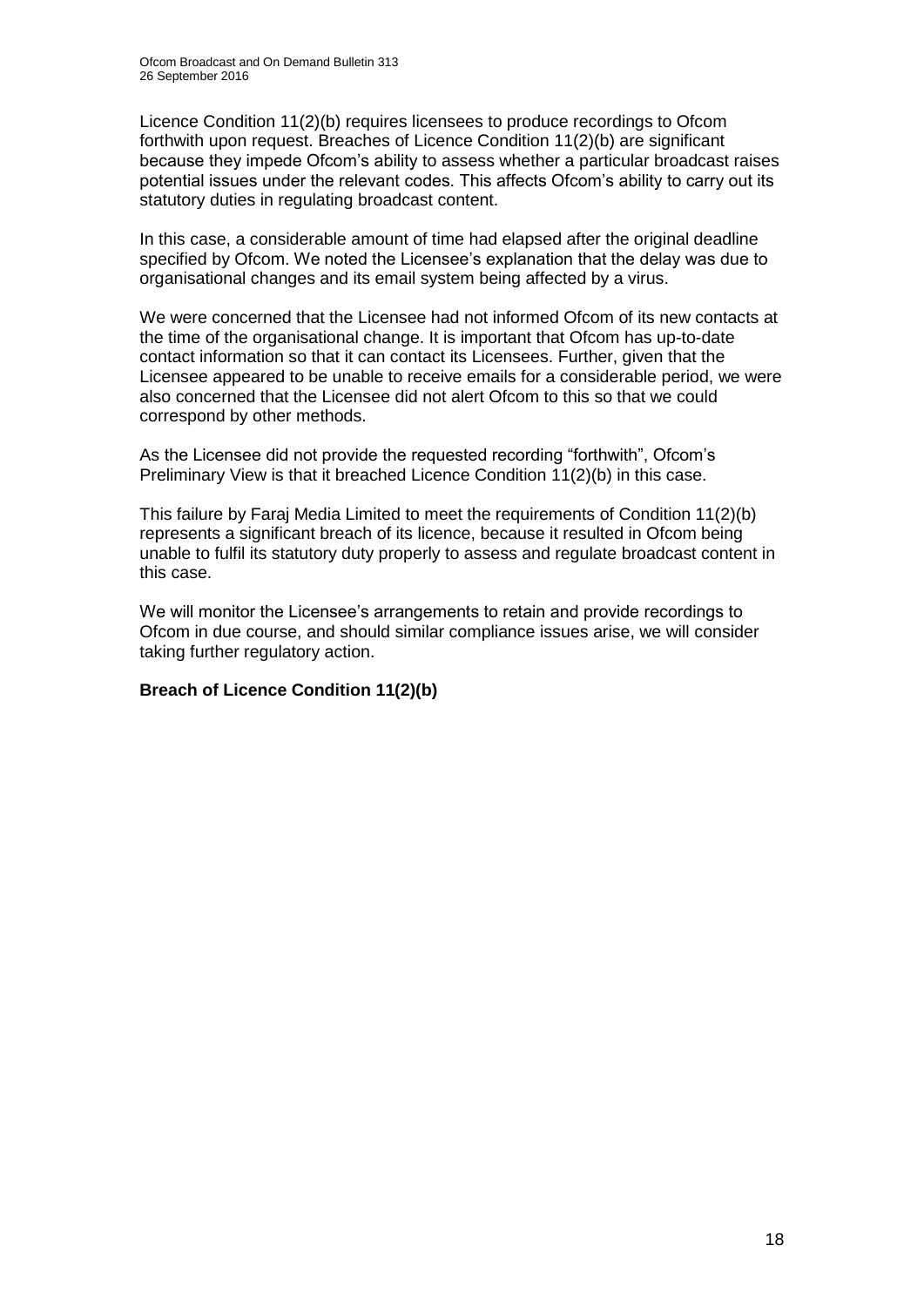Licence Condition 11(2)(b) requires licensees to produce recordings to Ofcom forthwith upon request. Breaches of Licence Condition 11(2)(b) are significant because they impede Ofcom's ability to assess whether a particular broadcast raises potential issues under the relevant codes. This affects Ofcom's ability to carry out its statutory duties in regulating broadcast content.

In this case, a considerable amount of time had elapsed after the original deadline specified by Ofcom. We noted the Licensee's explanation that the delay was due to organisational changes and its email system being affected by a virus.

We were concerned that the Licensee had not informed Ofcom of its new contacts at the time of the organisational change. It is important that Ofcom has up-to-date contact information so that it can contact its Licensees. Further, given that the Licensee appeared to be unable to receive emails for a considerable period, we were also concerned that the Licensee did not alert Ofcom to this so that we could correspond by other methods.

As the Licensee did not provide the requested recording "forthwith", Ofcom's Preliminary View is that it breached Licence Condition 11(2)(b) in this case.

This failure by Faraj Media Limited to meet the requirements of Condition 11(2)(b) represents a significant breach of its licence, because it resulted in Ofcom being unable to fulfil its statutory duty properly to assess and regulate broadcast content in this case.

We will monitor the Licensee's arrangements to retain and provide recordings to Ofcom in due course, and should similar compliance issues arise, we will consider taking further regulatory action.

**Breach of Licence Condition 11(2)(b)**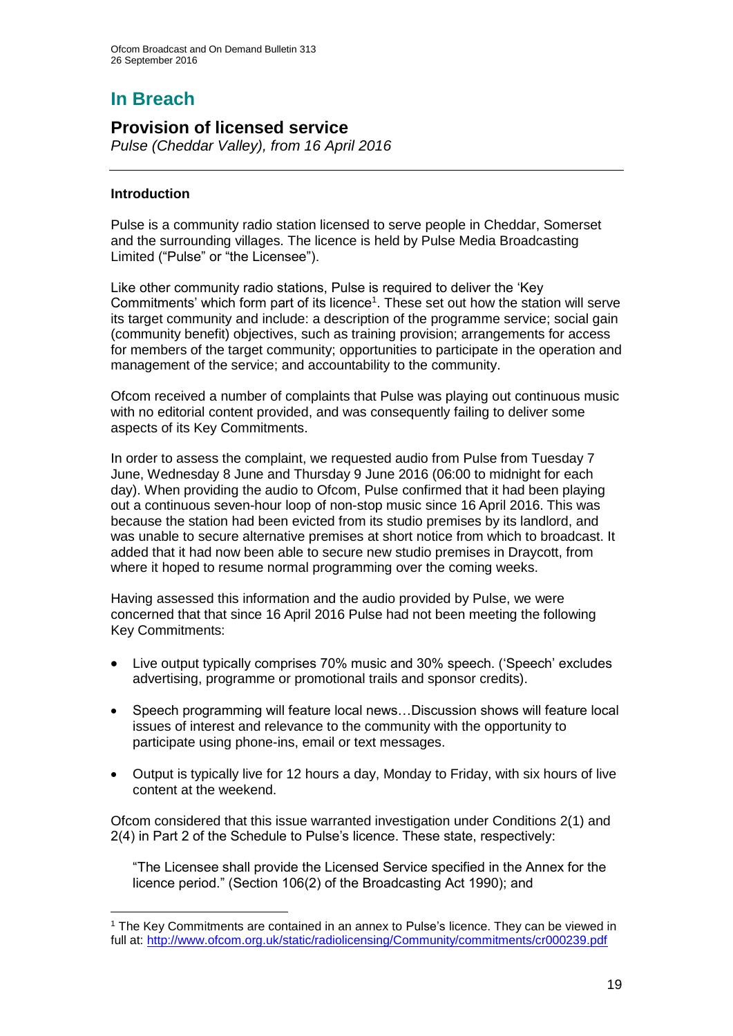# In Breach

## Provision of licensed service

*Pulse (Cheddar Valley), from 16 April 2016*

---

### Introduction

Pulse is a community radio station licensed to serve people in Cheddar, Somerset and the surrounding villages. The licence is held by Pulse Media Broadcasting Limited ("Pulse" or "the Licensee").

Like other community radio stations, Pulse is required to deliver the 'Key Commitments' which form part of its licence[1]. These set out how the station will serve its target community and include: a description of the programme service; social gain (community benefit) objectives, such as training provision; arrangements for access for members of the target community; opportunities to participate in the operation and management of the service; and accountability to the community.

Ofcom received a number of complaints that Pulse was playing out continuous music with no editorial content provided, and was consequently failing to deliver some aspects of its Key Commitments.

In order to assess the complaint, we requested audio from Pulse from Tuesday 7 June, Wednesday 8 June and Thursday 9 June 2016 (06:00 to midnight for each day). When providing the audio to Ofcom, Pulse confirmed that it had been playing out a continuous seven-hour loop of non-stop music since 16 April 2016. This was because the station had been evicted from its studio premises by its landlord, and was unable to secure alternative premises at short notice from which to broadcast. It added that it had now been able to secure new studio premises in Draycott, from where it hoped to resume normal programming over the coming weeks.

Having assessed this information and the audio provided by Pulse, we were concerned that that since 16 April 2016 Pulse had not been meeting the following Key Commitments:

- Live output typically comprises 70% music and 30% speech. ('Speech' excludes advertising, programme or promotional trails and sponsor credits).
- Speech programming will feature local news…Discussion shows will feature local issues of interest and relevance to the community with the opportunity to participate using phone-ins, email or text messages.
- Output is typically live for 12 hours a day, Monday to Friday, with six hours of live content at the weekend.

Ofcom considered that this issue warranted investigation under Conditions 2(1) and 2(4) in Part 2 of the Schedule to Pulse's licence. These state, respectively:

> "The Licensee shall provide the Licensed Service specified in the Annex for the licence period." (Section 106(2) of the Broadcasting Act 1990); and

---

[1] The Key Commitments are contained in an annex to Pulse's licence. They can be viewed in full at: http://www.ofcom.org.uk/static/radiolicensing/Community/commitments/cr000239.pdf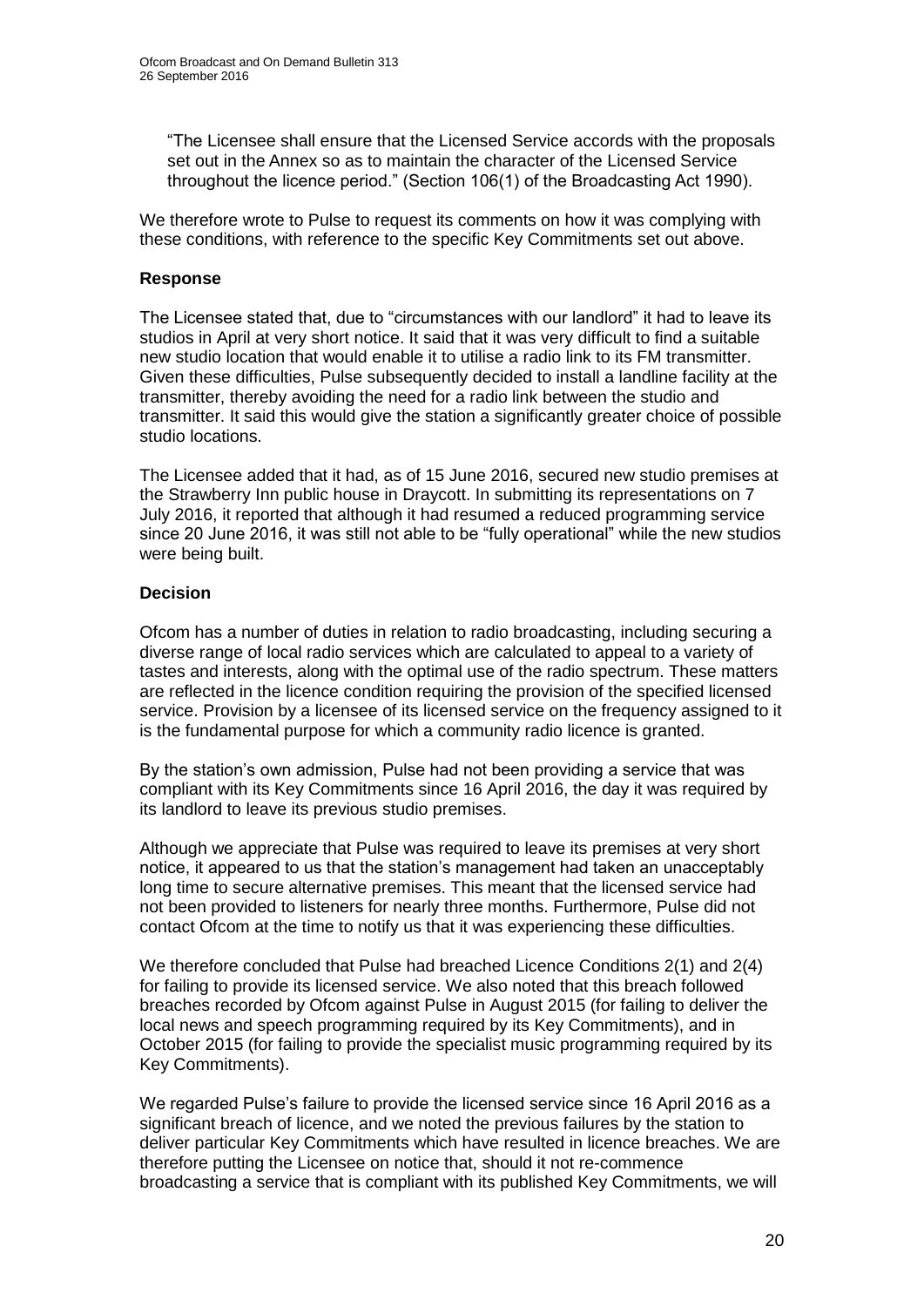"The Licensee shall ensure that the Licensed Service accords with the proposals set out in the Annex so as to maintain the character of the Licensed Service throughout the licence period." (Section 106(1) of the Broadcasting Act 1990).

We therefore wrote to Pulse to request its comments on how it was complying with these conditions, with reference to the specific Key Commitments set out above.

**Response**

The Licensee stated that, due to "circumstances with our landlord" it had to leave its studios in April at very short notice. It said that it was very difficult to find a suitable new studio location that would enable it to utilise a radio link to its FM transmitter. Given these difficulties, Pulse subsequently decided to install a landline facility at the transmitter, thereby avoiding the need for a radio link between the studio and transmitter. It said this would give the station a significantly greater choice of possible studio locations.

The Licensee added that it had, as of 15 June 2016, secured new studio premises at the Strawberry Inn public house in Draycott. In submitting its representations on 7 July 2016, it reported that although it had resumed a reduced programming service since 20 June 2016, it was still not able to be "fully operational" while the new studios were being built.

**Decision**

Ofcom has a number of duties in relation to radio broadcasting, including securing a diverse range of local radio services which are calculated to appeal to a variety of tastes and interests, along with the optimal use of the radio spectrum. These matters are reflected in the licence condition requiring the provision of the specified licensed service. Provision by a licensee of its licensed service on the frequency assigned to it is the fundamental purpose for which a community radio licence is granted.

By the station's own admission, Pulse had not been providing a service that was compliant with its Key Commitments since 16 April 2016, the day it was required by its landlord to leave its previous studio premises.

Although we appreciate that Pulse was required to leave its premises at very short notice, it appeared to us that the station's management had taken an unacceptably long time to secure alternative premises. This meant that the licensed service had not been provided to listeners for nearly three months. Furthermore, Pulse did not contact Ofcom at the time to notify us that it was experiencing these difficulties.

We therefore concluded that Pulse had breached Licence Conditions 2(1) and 2(4) for failing to provide its licensed service. We also noted that this breach followed breaches recorded by Ofcom against Pulse in August 2015 (for failing to deliver the local news and speech programming required by its Key Commitments), and in October 2015 (for failing to provide the specialist music programming required by its Key Commitments).

We regarded Pulse's failure to provide the licensed service since 16 April 2016 as a significant breach of licence, and we noted the previous failures by the station to deliver particular Key Commitments which have resulted in licence breaches. We are therefore putting the Licensee on notice that, should it not re-commence broadcasting a service that is compliant with its published Key Commitments, we will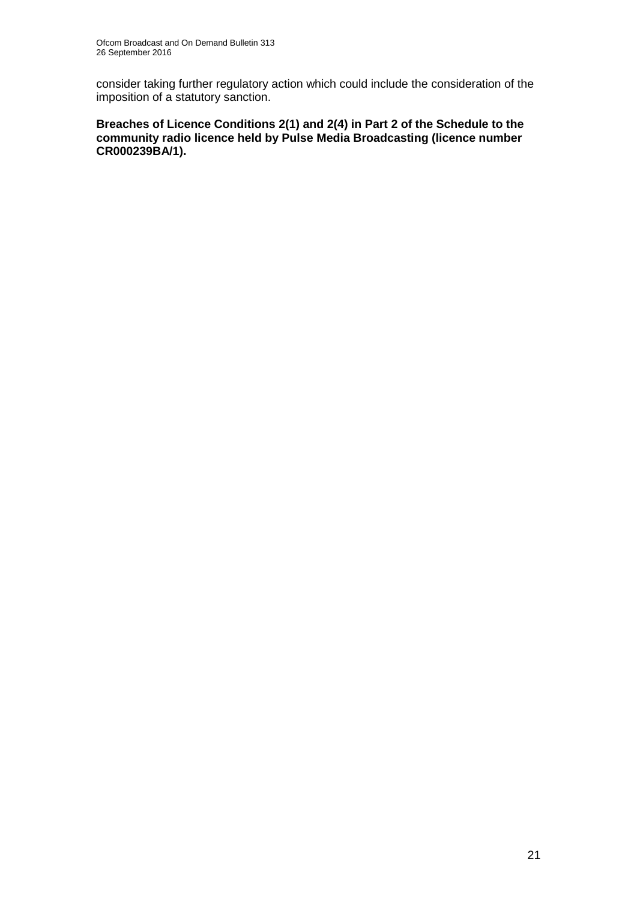consider taking further regulatory action which could include the consideration of the imposition of a statutory sanction.

**Breaches of Licence Conditions 2(1) and 2(4) in Part 2 of the Schedule to the community radio licence held by Pulse Media Broadcasting (licence number CR000239BA/1).**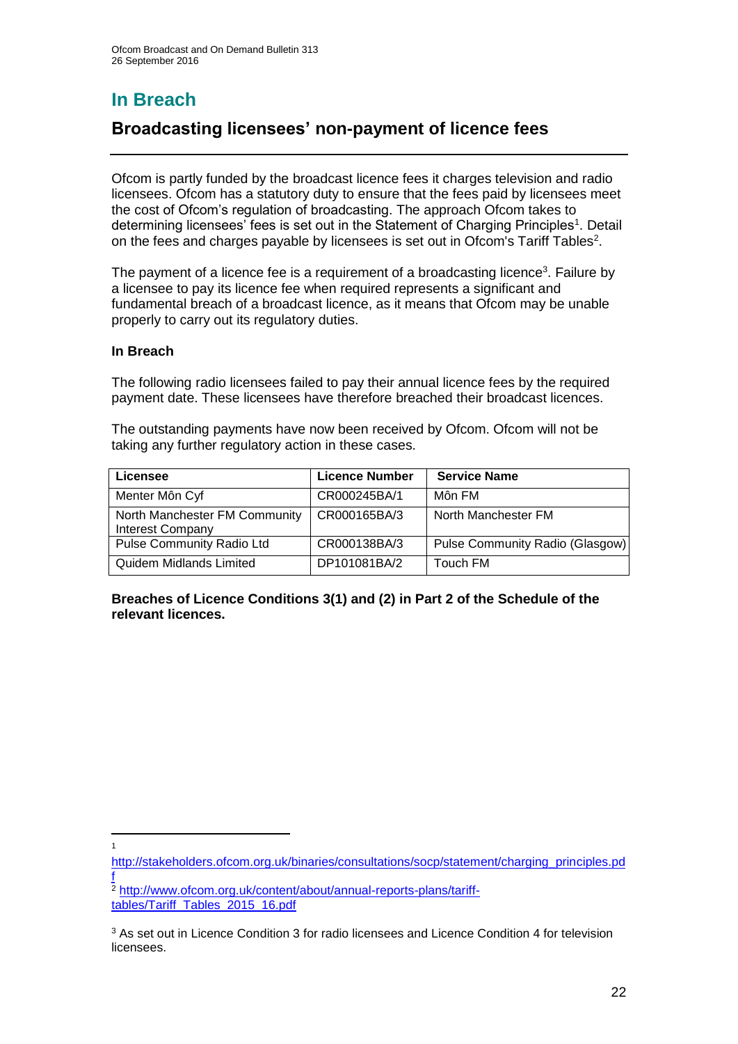# In Breach

## Broadcasting licensees' non-payment of licence fees

Ofcom is partly funded by the broadcast licence fees it charges television and radio licensees. Ofcom has a statutory duty to ensure that the fees paid by licensees meet the cost of Ofcom's regulation of broadcasting. The approach Ofcom takes to determining licensees' fees is set out in the Statement of Charging Principles[1]. Detail on the fees and charges payable by licensees is set out in Ofcom's Tariff Tables[2].

The payment of a licence fee is a requirement of a broadcasting licence[3]. Failure by a licensee to pay its licence fee when required represents a significant and fundamental breach of a broadcast licence, as it means that Ofcom may be unable properly to carry out its regulatory duties.

### In Breach

The following radio licensees failed to pay their annual licence fees by the required payment date. These licensees have therefore breached their broadcast licences.

The outstanding payments have now been received by Ofcom. Ofcom will not be taking any further regulatory action in these cases.

| Licensee | Licence Number | Service Name |
|---|---|---|
| Menter Môn Cyf | CR000245BA/1 | Môn FM |
| North Manchester FM Community Interest Company | CR000165BA/3 | North Manchester FM |
| Pulse Community Radio Ltd | CR000138BA/3 | Pulse Community Radio (Glasgow) |
| Quidem Midlands Limited | DP101081BA/2 | Touch FM |

**Breaches of Licence Conditions 3(1) and (2) in Part 2 of the Schedule of the relevant licences.**

---

[1] http://stakeholders.ofcom.org.uk/binaries/consultations/socp/statement/charging_principles.pdf

[2] http://www.ofcom.org.uk/content/about/annual-reports-plans/tariff-tables/Tariff_Tables_2015_16.pdf

[3] As set out in Licence Condition 3 for radio licensees and Licence Condition 4 for television licensees.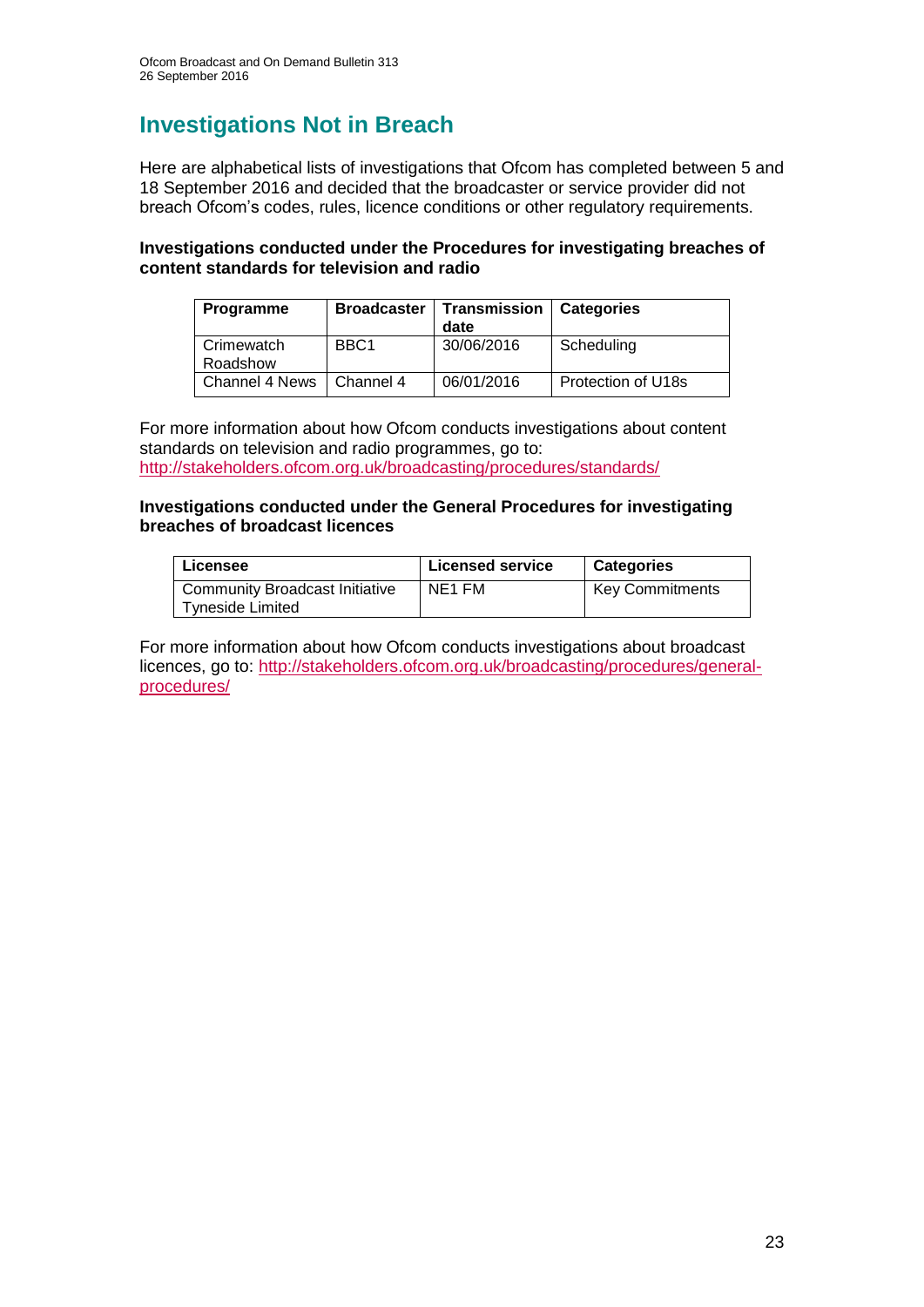# Investigations Not in Breach

Here are alphabetical lists of investigations that Ofcom has completed between 5 and 18 September 2016 and decided that the broadcaster or service provider did not breach Ofcom's codes, rules, licence conditions or other regulatory requirements.

**Investigations conducted under the Procedures for investigating breaches of content standards for television and radio**

| Programme | Broadcaster | Transmission date | Categories |
|---|---|---|---|
| Crimewatch Roadshow | BBC1 | 30/06/2016 | Scheduling |
| Channel 4 News | Channel 4 | 06/01/2016 | Protection of U18s |

For more information about how Ofcom conducts investigations about content standards on television and radio programmes, go to: http://stakeholders.ofcom.org.uk/broadcasting/procedures/standards/

**Investigations conducted under the General Procedures for investigating breaches of broadcast licences**

| Licensee | Licensed service | Categories |
|---|---|---|
| Community Broadcast Initiative Tyneside Limited | NE1 FM | Key Commitments |

For more information about how Ofcom conducts investigations about broadcast licences, go to: http://stakeholders.ofcom.org.uk/broadcasting/procedures/general-procedures/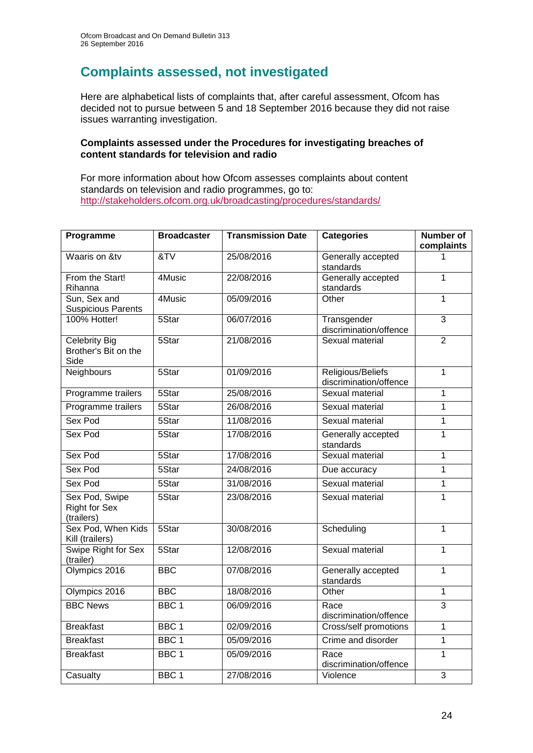# Complaints assessed, not investigated

Here are alphabetical lists of complaints that, after careful assessment, Ofcom has decided not to pursue between 5 and 18 September 2016 because they did not raise issues warranting investigation.

**Complaints assessed under the Procedures for investigating breaches of content standards for television and radio**

For more information about how Ofcom assesses complaints about content standards on television and radio programmes, go to: http://stakeholders.ofcom.org.uk/broadcasting/procedures/standards/

| Programme | Broadcaster | Transmission Date | Categories | Number of complaints |
|---|---|---|---|---|
| Waaris on &tv | &TV | 25/08/2016 | Generally accepted standards | 1 |
| From the Start! Rihanna | 4Music | 22/08/2016 | Generally accepted standards | 1 |
| Sun, Sex and Suspicious Parents | 4Music | 05/09/2016 | Other | 1 |
| 100% Hotter! | 5Star | 06/07/2016 | Transgender discrimination/offence | 3 |
| Celebrity Big Brother's Bit on the Side | 5Star | 21/08/2016 | Sexual material | 2 |
| Neighbours | 5Star | 01/09/2016 | Religious/Beliefs discrimination/offence | 1 |
| Programme trailers | 5Star | 25/08/2016 | Sexual material | 1 |
| Programme trailers | 5Star | 26/08/2016 | Sexual material | 1 |
| Sex Pod | 5Star | 11/08/2016 | Sexual material | 1 |
| Sex Pod | 5Star | 17/08/2016 | Generally accepted standards | 1 |
| Sex Pod | 5Star | 17/08/2016 | Sexual material | 1 |
| Sex Pod | 5Star | 24/08/2016 | Due accuracy | 1 |
| Sex Pod | 5Star | 31/08/2016 | Sexual material | 1 |
| Sex Pod, Swipe Right for Sex (trailers) | 5Star | 23/08/2016 | Sexual material | 1 |
| Sex Pod, When Kids Kill (trailers) | 5Star | 30/08/2016 | Scheduling | 1 |
| Swipe Right for Sex (trailer) | 5Star | 12/08/2016 | Sexual material | 1 |
| Olympics 2016 | BBC | 07/08/2016 | Generally accepted standards | 1 |
| Olympics 2016 | BBC | 18/08/2016 | Other | 1 |
| BBC News | BBC 1 | 06/09/2016 | Race discrimination/offence | 3 |
| Breakfast | BBC 1 | 02/09/2016 | Cross/self promotions | 1 |
| Breakfast | BBC 1 | 05/09/2016 | Crime and disorder | 1 |
| Breakfast | BBC 1 | 05/09/2016 | Race discrimination/offence | 1 |
| Casualty | BBC 1 | 27/08/2016 | Violence | 3 |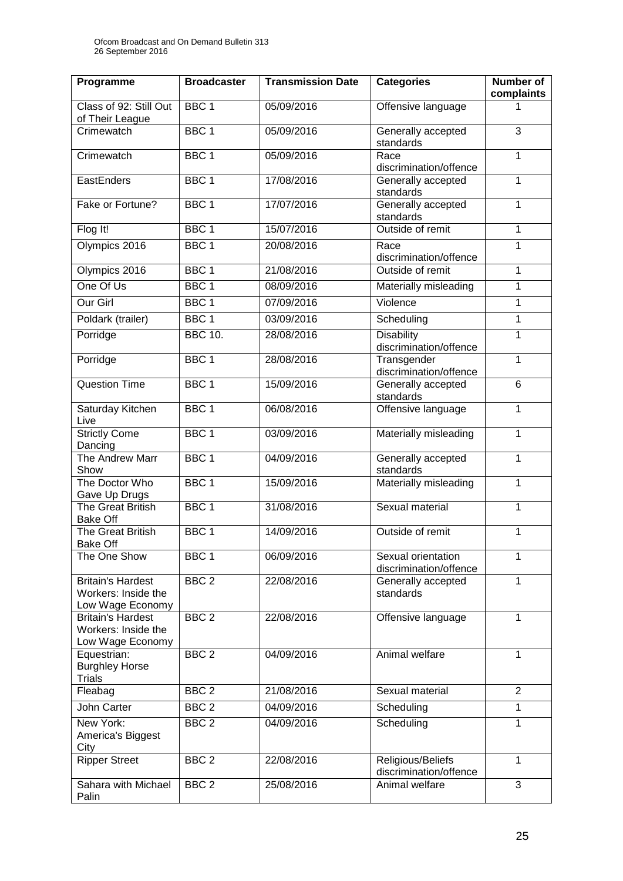| Programme | Broadcaster | Transmission Date | Categories | Number of complaints |
|---|---|---|---|---|
| Class of 92: Still Out of Their League | BBC 1 | 05/09/2016 | Offensive language | 1 |
| Crimewatch | BBC 1 | 05/09/2016 | Generally accepted standards | 3 |
| Crimewatch | BBC 1 | 05/09/2016 | Race discrimination/offence | 1 |
| EastEnders | BBC 1 | 17/08/2016 | Generally accepted standards | 1 |
| Fake or Fortune? | BBC 1 | 17/07/2016 | Generally accepted standards | 1 |
| Flog It! | BBC 1 | 15/07/2016 | Outside of remit | 1 |
| Olympics 2016 | BBC 1 | 20/08/2016 | Race discrimination/offence | 1 |
| Olympics 2016 | BBC 1 | 21/08/2016 | Outside of remit | 1 |
| One Of Us | BBC 1 | 08/09/2016 | Materially misleading | 1 |
| Our Girl | BBC 1 | 07/09/2016 | Violence | 1 |
| Poldark (trailer) | BBC 1 | 03/09/2016 | Scheduling | 1 |
| Porridge | BBC 10. | 28/08/2016 | Disability discrimination/offence | 1 |
| Porridge | BBC 1 | 28/08/2016 | Transgender discrimination/offence | 1 |
| Question Time | BBC 1 | 15/09/2016 | Generally accepted standards | 6 |
| Saturday Kitchen Live | BBC 1 | 06/08/2016 | Offensive language | 1 |
| Strictly Come Dancing | BBC 1 | 03/09/2016 | Materially misleading | 1 |
| The Andrew Marr Show | BBC 1 | 04/09/2016 | Generally accepted standards | 1 |
| The Doctor Who Gave Up Drugs | BBC 1 | 15/09/2016 | Materially misleading | 1 |
| The Great British Bake Off | BBC 1 | 31/08/2016 | Sexual material | 1 |
| The Great British Bake Off | BBC 1 | 14/09/2016 | Outside of remit | 1 |
| The One Show | BBC 1 | 06/09/2016 | Sexual orientation discrimination/offence | 1 |
| Britain's Hardest Workers: Inside the Low Wage Economy | BBC 2 | 22/08/2016 | Generally accepted standards | 1 |
| Britain's Hardest Workers: Inside the Low Wage Economy | BBC 2 | 22/08/2016 | Offensive language | 1 |
| Equestrian: Burghley Horse Trials | BBC 2 | 04/09/2016 | Animal welfare | 1 |
| Fleabag | BBC 2 | 21/08/2016 | Sexual material | 2 |
| John Carter | BBC 2 | 04/09/2016 | Scheduling | 1 |
| New York: America's Biggest City | BBC 2 | 04/09/2016 | Scheduling | 1 |
| Ripper Street | BBC 2 | 22/08/2016 | Religious/Beliefs discrimination/offence | 1 |
| Sahara with Michael Palin | BBC 2 | 25/08/2016 | Animal welfare | 3 |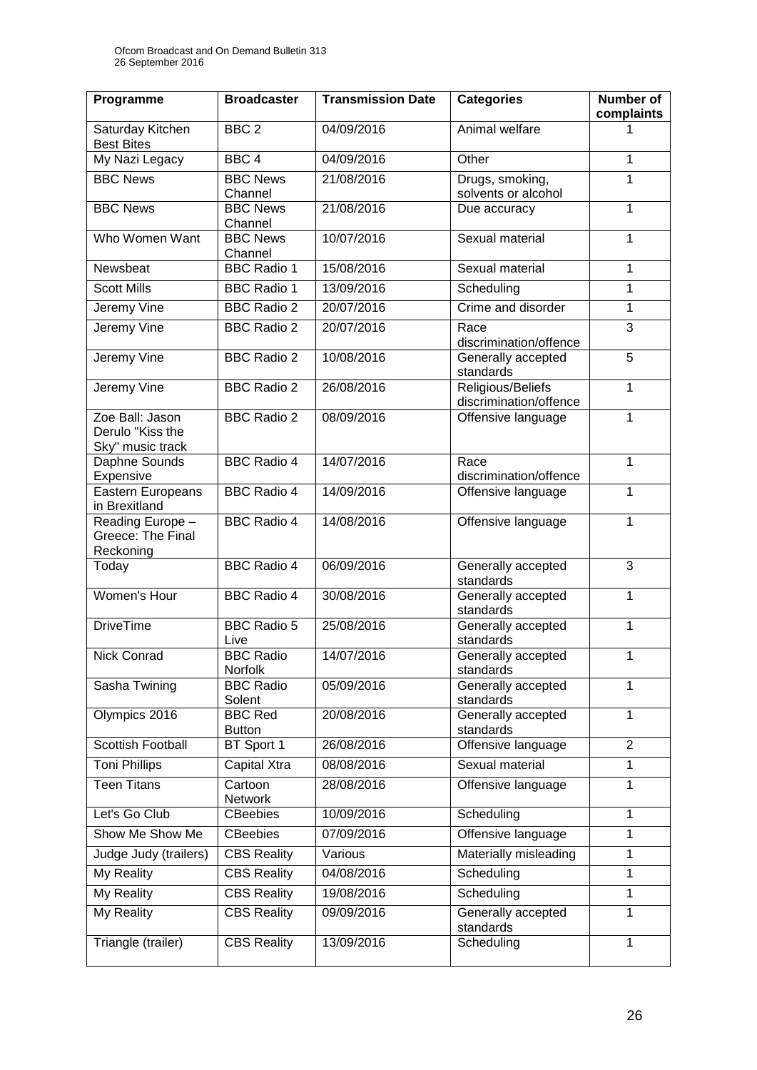| Programme | Broadcaster | Transmission Date | Categories | Number of complaints |
|---|---|---|---|---|
| Saturday Kitchen Best Bites | BBC 2 | 04/09/2016 | Animal welfare | 1 |
| My Nazi Legacy | BBC 4 | 04/09/2016 | Other | 1 |
| BBC News | BBC News Channel | 21/08/2016 | Drugs, smoking, solvents or alcohol | 1 |
| BBC News | BBC News Channel | 21/08/2016 | Due accuracy | 1 |
| Who Women Want | BBC News Channel | 10/07/2016 | Sexual material | 1 |
| Newsbeat | BBC Radio 1 | 15/08/2016 | Sexual material | 1 |
| Scott Mills | BBC Radio 1 | 13/09/2016 | Scheduling | 1 |
| Jeremy Vine | BBC Radio 2 | 20/07/2016 | Crime and disorder | 1 |
| Jeremy Vine | BBC Radio 2 | 20/07/2016 | Race discrimination/offence | 3 |
| Jeremy Vine | BBC Radio 2 | 10/08/2016 | Generally accepted standards | 5 |
| Jeremy Vine | BBC Radio 2 | 26/08/2016 | Religious/Beliefs discrimination/offence | 1 |
| Zoe Ball: Jason Derulo "Kiss the Sky" music track | BBC Radio 2 | 08/09/2016 | Offensive language | 1 |
| Daphne Sounds Expensive | BBC Radio 4 | 14/07/2016 | Race discrimination/offence | 1 |
| Eastern Europeans in Brexitland | BBC Radio 4 | 14/09/2016 | Offensive language | 1 |
| Reading Europe – Greece: The Final Reckoning | BBC Radio 4 | 14/08/2016 | Offensive language | 1 |
| Today | BBC Radio 4 | 06/09/2016 | Generally accepted standards | 3 |
| Women's Hour | BBC Radio 4 | 30/08/2016 | Generally accepted standards | 1 |
| DriveTime | BBC Radio 5 Live | 25/08/2016 | Generally accepted standards | 1 |
| Nick Conrad | BBC Radio Norfolk | 14/07/2016 | Generally accepted standards | 1 |
| Sasha Twining | BBC Radio Solent | 05/09/2016 | Generally accepted standards | 1 |
| Olympics 2016 | BBC Red Button | 20/08/2016 | Generally accepted standards | 1 |
| Scottish Football | BT Sport 1 | 26/08/2016 | Offensive language | 2 |
| Toni Phillips | Capital Xtra | 08/08/2016 | Sexual material | 1 |
| Teen Titans | Cartoon Network | 28/08/2016 | Offensive language | 1 |
| Let's Go Club | CBeebies | 10/09/2016 | Scheduling | 1 |
| Show Me Show Me | CBeebies | 07/09/2016 | Offensive language | 1 |
| Judge Judy (trailers) | CBS Reality | Various | Materially misleading | 1 |
| My Reality | CBS Reality | 04/08/2016 | Scheduling | 1 |
| My Reality | CBS Reality | 19/08/2016 | Scheduling | 1 |
| My Reality | CBS Reality | 09/09/2016 | Generally accepted standards | 1 |
| Triangle (trailer) | CBS Reality | 13/09/2016 | Scheduling | 1 |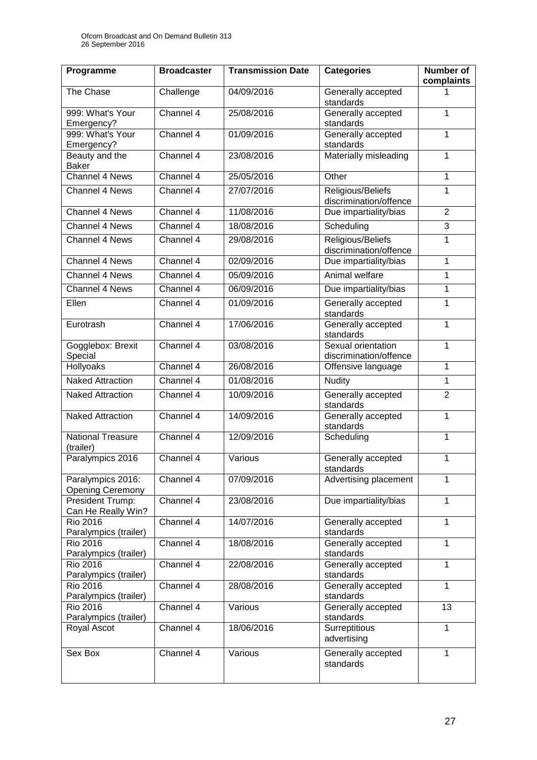| Programme | Broadcaster | Transmission Date | Categories | Number of complaints |
| --- | --- | --- | --- | --- |
| The Chase | Challenge | 04/09/2016 | Generally accepted standards | 1 |
| 999: What's Your Emergency? | Channel 4 | 25/08/2016 | Generally accepted standards | 1 |
| 999: What's Your Emergency? | Channel 4 | 01/09/2016 | Generally accepted standards | 1 |
| Beauty and the Baker | Channel 4 | 23/08/2016 | Materially misleading | 1 |
| Channel 4 News | Channel 4 | 25/05/2016 | Other | 1 |
| Channel 4 News | Channel 4 | 27/07/2016 | Religious/Beliefs discrimination/offence | 1 |
| Channel 4 News | Channel 4 | 11/08/2016 | Due impartiality/bias | 2 |
| Channel 4 News | Channel 4 | 18/08/2016 | Scheduling | 3 |
| Channel 4 News | Channel 4 | 29/08/2016 | Religious/Beliefs discrimination/offence | 1 |
| Channel 4 News | Channel 4 | 02/09/2016 | Due impartiality/bias | 1 |
| Channel 4 News | Channel 4 | 05/09/2016 | Animal welfare | 1 |
| Channel 4 News | Channel 4 | 06/09/2016 | Due impartiality/bias | 1 |
| Ellen | Channel 4 | 01/09/2016 | Generally accepted standards | 1 |
| Eurotrash | Channel 4 | 17/06/2016 | Generally accepted standards | 1 |
| Gogglebox: Brexit Special | Channel 4 | 03/08/2016 | Sexual orientation discrimination/offence | 1 |
| Hollyoaks | Channel 4 | 26/08/2016 | Offensive language | 1 |
| Naked Attraction | Channel 4 | 01/08/2016 | Nudity | 1 |
| Naked Attraction | Channel 4 | 10/09/2016 | Generally accepted standards | 2 |
| Naked Attraction | Channel 4 | 14/09/2016 | Generally accepted standards | 1 |
| National Treasure (trailer) | Channel 4 | 12/09/2016 | Scheduling | 1 |
| Paralympics 2016 | Channel 4 | Various | Generally accepted standards | 1 |
| Paralympics 2016: Opening Ceremony | Channel 4 | 07/09/2016 | Advertising placement | 1 |
| President Trump: Can He Really Win? | Channel 4 | 23/08/2016 | Due impartiality/bias | 1 |
| Rio 2016 Paralympics (trailer) | Channel 4 | 14/07/2016 | Generally accepted standards | 1 |
| Rio 2016 Paralympics (trailer) | Channel 4 | 18/08/2016 | Generally accepted standards | 1 |
| Rio 2016 Paralympics (trailer) | Channel 4 | 22/08/2016 | Generally accepted standards | 1 |
| Rio 2016 Paralympics (trailer) | Channel 4 | 28/08/2016 | Generally accepted standards | 1 |
| Rio 2016 Paralympics (trailer) | Channel 4 | Various | Generally accepted standards | 13 |
| Royal Ascot | Channel 4 | 18/06/2016 | Surreptitious advertising | 1 |
| Sex Box | Channel 4 | Various | Generally accepted standards | 1 |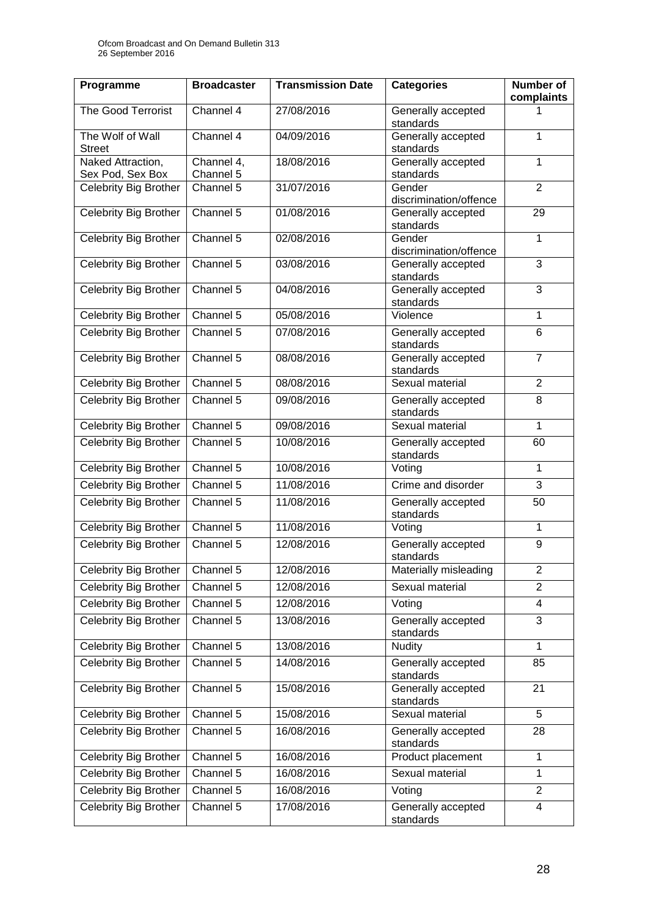| Programme | Broadcaster | Transmission Date | Categories | Number of complaints |
|---|---|---|---|---|
| The Good Terrorist | Channel 4 | 27/08/2016 | Generally accepted standards | 1 |
| The Wolf of Wall Street | Channel 4 | 04/09/2016 | Generally accepted standards | 1 |
| Naked Attraction, Sex Pod, Sex Box | Channel 4, Channel 5 | 18/08/2016 | Generally accepted standards | 1 |
| Celebrity Big Brother | Channel 5 | 31/07/2016 | Gender discrimination/offence | 2 |
| Celebrity Big Brother | Channel 5 | 01/08/2016 | Generally accepted standards | 29 |
| Celebrity Big Brother | Channel 5 | 02/08/2016 | Gender discrimination/offence | 1 |
| Celebrity Big Brother | Channel 5 | 03/08/2016 | Generally accepted standards | 3 |
| Celebrity Big Brother | Channel 5 | 04/08/2016 | Generally accepted standards | 3 |
| Celebrity Big Brother | Channel 5 | 05/08/2016 | Violence | 1 |
| Celebrity Big Brother | Channel 5 | 07/08/2016 | Generally accepted standards | 6 |
| Celebrity Big Brother | Channel 5 | 08/08/2016 | Generally accepted standards | 7 |
| Celebrity Big Brother | Channel 5 | 08/08/2016 | Sexual material | 2 |
| Celebrity Big Brother | Channel 5 | 09/08/2016 | Generally accepted standards | 8 |
| Celebrity Big Brother | Channel 5 | 09/08/2016 | Sexual material | 1 |
| Celebrity Big Brother | Channel 5 | 10/08/2016 | Generally accepted standards | 60 |
| Celebrity Big Brother | Channel 5 | 10/08/2016 | Voting | 1 |
| Celebrity Big Brother | Channel 5 | 11/08/2016 | Crime and disorder | 3 |
| Celebrity Big Brother | Channel 5 | 11/08/2016 | Generally accepted standards | 50 |
| Celebrity Big Brother | Channel 5 | 11/08/2016 | Voting | 1 |
| Celebrity Big Brother | Channel 5 | 12/08/2016 | Generally accepted standards | 9 |
| Celebrity Big Brother | Channel 5 | 12/08/2016 | Materially misleading | 2 |
| Celebrity Big Brother | Channel 5 | 12/08/2016 | Sexual material | 2 |
| Celebrity Big Brother | Channel 5 | 12/08/2016 | Voting | 4 |
| Celebrity Big Brother | Channel 5 | 13/08/2016 | Generally accepted standards | 3 |
| Celebrity Big Brother | Channel 5 | 13/08/2016 | Nudity | 1 |
| Celebrity Big Brother | Channel 5 | 14/08/2016 | Generally accepted standards | 85 |
| Celebrity Big Brother | Channel 5 | 15/08/2016 | Generally accepted standards | 21 |
| Celebrity Big Brother | Channel 5 | 15/08/2016 | Sexual material | 5 |
| Celebrity Big Brother | Channel 5 | 16/08/2016 | Generally accepted standards | 28 |
| Celebrity Big Brother | Channel 5 | 16/08/2016 | Product placement | 1 |
| Celebrity Big Brother | Channel 5 | 16/08/2016 | Sexual material | 1 |
| Celebrity Big Brother | Channel 5 | 16/08/2016 | Voting | 2 |
| Celebrity Big Brother | Channel 5 | 17/08/2016 | Generally accepted standards | 4 |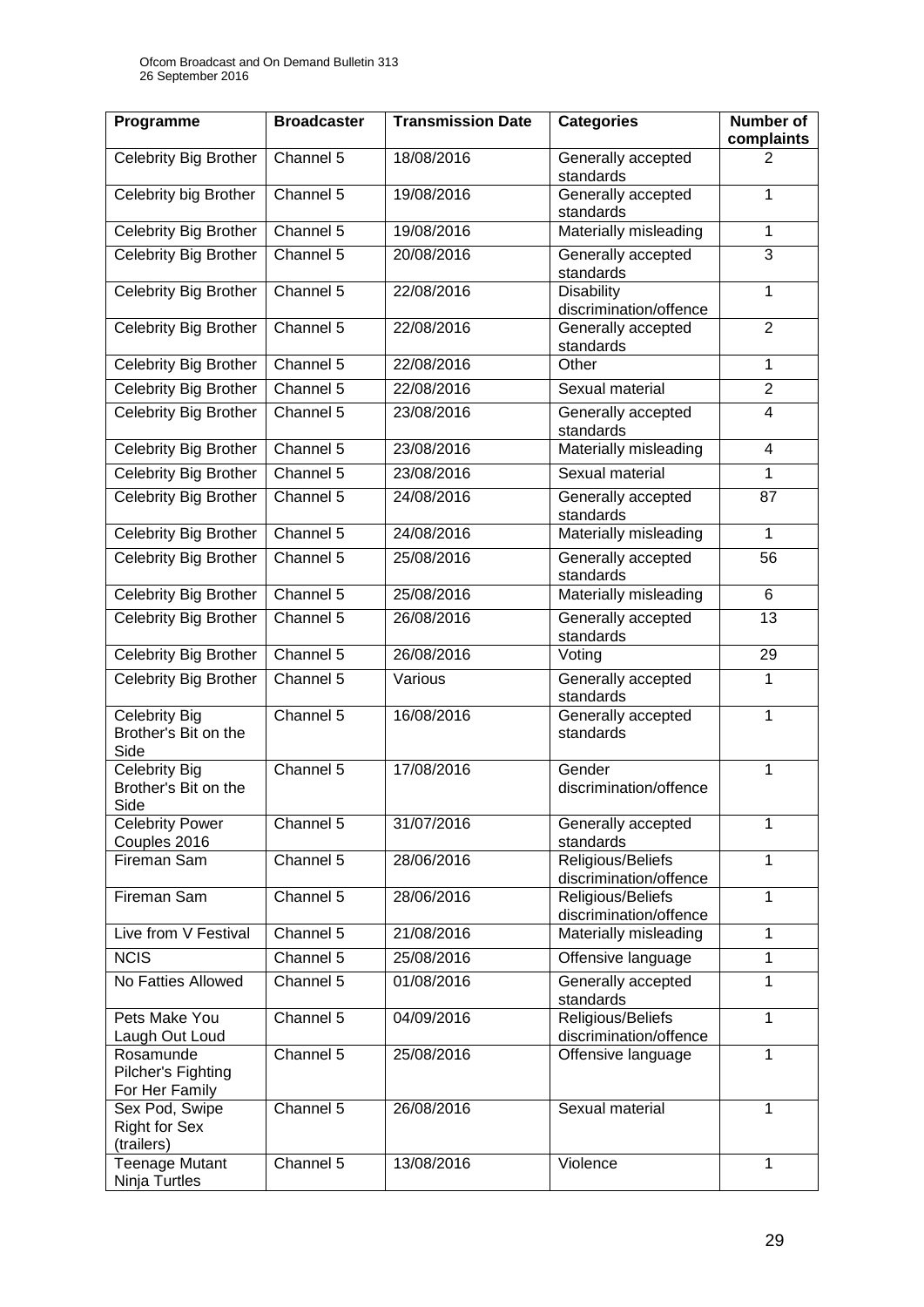| Programme | Broadcaster | Transmission Date | Categories | Number of complaints |
|---|---|---|---|---|
| Celebrity Big Brother | Channel 5 | 18/08/2016 | Generally accepted standards | 2 |
| Celebrity big Brother | Channel 5 | 19/08/2016 | Generally accepted standards | 1 |
| Celebrity Big Brother | Channel 5 | 19/08/2016 | Materially misleading | 1 |
| Celebrity Big Brother | Channel 5 | 20/08/2016 | Generally accepted standards | 3 |
| Celebrity Big Brother | Channel 5 | 22/08/2016 | Disability discrimination/offence | 1 |
| Celebrity Big Brother | Channel 5 | 22/08/2016 | Generally accepted standards | 2 |
| Celebrity Big Brother | Channel 5 | 22/08/2016 | Other | 1 |
| Celebrity Big Brother | Channel 5 | 22/08/2016 | Sexual material | 2 |
| Celebrity Big Brother | Channel 5 | 23/08/2016 | Generally accepted standards | 4 |
| Celebrity Big Brother | Channel 5 | 23/08/2016 | Materially misleading | 4 |
| Celebrity Big Brother | Channel 5 | 23/08/2016 | Sexual material | 1 |
| Celebrity Big Brother | Channel 5 | 24/08/2016 | Generally accepted standards | 87 |
| Celebrity Big Brother | Channel 5 | 24/08/2016 | Materially misleading | 1 |
| Celebrity Big Brother | Channel 5 | 25/08/2016 | Generally accepted standards | 56 |
| Celebrity Big Brother | Channel 5 | 25/08/2016 | Materially misleading | 6 |
| Celebrity Big Brother | Channel 5 | 26/08/2016 | Generally accepted standards | 13 |
| Celebrity Big Brother | Channel 5 | 26/08/2016 | Voting | 29 |
| Celebrity Big Brother | Channel 5 | Various | Generally accepted standards | 1 |
| Celebrity Big Brother's Bit on the Side | Channel 5 | 16/08/2016 | Generally accepted standards | 1 |
| Celebrity Big Brother's Bit on the Side | Channel 5 | 17/08/2016 | Gender discrimination/offence | 1 |
| Celebrity Power Couples 2016 | Channel 5 | 31/07/2016 | Generally accepted standards | 1 |
| Fireman Sam | Channel 5 | 28/06/2016 | Religious/Beliefs discrimination/offence | 1 |
| Fireman Sam | Channel 5 | 28/06/2016 | Religious/Beliefs discrimination/offence | 1 |
| Live from V Festival | Channel 5 | 21/08/2016 | Materially misleading | 1 |
| NCIS | Channel 5 | 25/08/2016 | Offensive language | 1 |
| No Fatties Allowed | Channel 5 | 01/08/2016 | Generally accepted standards | 1 |
| Pets Make You Laugh Out Loud | Channel 5 | 04/09/2016 | Religious/Beliefs discrimination/offence | 1 |
| Rosamunde Pilcher's Fighting For Her Family | Channel 5 | 25/08/2016 | Offensive language | 1 |
| Sex Pod, Swipe Right for Sex (trailers) | Channel 5 | 26/08/2016 | Sexual material | 1 |
| Teenage Mutant Ninja Turtles | Channel 5 | 13/08/2016 | Violence | 1 |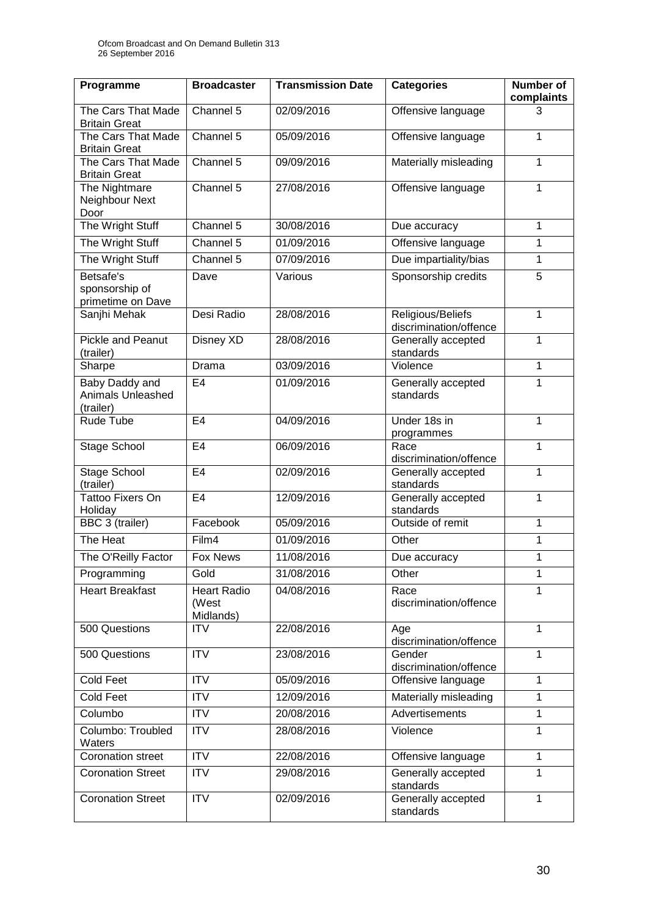| Programme | Broadcaster | Transmission Date | Categories | Number of complaints |
| --- | --- | --- | --- | --- |
| The Cars That Made Britain Great | Channel 5 | 02/09/2016 | Offensive language | 3 |
| The Cars That Made Britain Great | Channel 5 | 05/09/2016 | Offensive language | 1 |
| The Cars That Made Britain Great | Channel 5 | 09/09/2016 | Materially misleading | 1 |
| The Nightmare Neighbour Next Door | Channel 5 | 27/08/2016 | Offensive language | 1 |
| The Wright Stuff | Channel 5 | 30/08/2016 | Due accuracy | 1 |
| The Wright Stuff | Channel 5 | 01/09/2016 | Offensive language | 1 |
| The Wright Stuff | Channel 5 | 07/09/2016 | Due impartiality/bias | 1 |
| Betsafe's sponsorship of primetime on Dave | Dave | Various | Sponsorship credits | 5 |
| Sanjhi Mehak | Desi Radio | 28/08/2016 | Religious/Beliefs discrimination/offence | 1 |
| Pickle and Peanut (trailer) | Disney XD | 28/08/2016 | Generally accepted standards | 1 |
| Sharpe | Drama | 03/09/2016 | Violence | 1 |
| Baby Daddy and Animals Unleashed (trailer) | E4 | 01/09/2016 | Generally accepted standards | 1 |
| Rude Tube | E4 | 04/09/2016 | Under 18s in programmes | 1 |
| Stage School | E4 | 06/09/2016 | Race discrimination/offence | 1 |
| Stage School (trailer) | E4 | 02/09/2016 | Generally accepted standards | 1 |
| Tattoo Fixers On Holiday | E4 | 12/09/2016 | Generally accepted standards | 1 |
| BBC 3 (trailer) | Facebook | 05/09/2016 | Outside of remit | 1 |
| The Heat | Film4 | 01/09/2016 | Other | 1 |
| The O'Reilly Factor | Fox News | 11/08/2016 | Due accuracy | 1 |
| Programming | Gold | 31/08/2016 | Other | 1 |
| Heart Breakfast | Heart Radio (West Midlands) | 04/08/2016 | Race discrimination/offence | 1 |
| 500 Questions | ITV | 22/08/2016 | Age discrimination/offence | 1 |
| 500 Questions | ITV | 23/08/2016 | Gender discrimination/offence | 1 |
| Cold Feet | ITV | 05/09/2016 | Offensive language | 1 |
| Cold Feet | ITV | 12/09/2016 | Materially misleading | 1 |
| Columbo | ITV | 20/08/2016 | Advertisements | 1 |
| Columbo: Troubled Waters | ITV | 28/08/2016 | Violence | 1 |
| Coronation street | ITV | 22/08/2016 | Offensive language | 1 |
| Coronation Street | ITV | 29/08/2016 | Generally accepted standards | 1 |
| Coronation Street | ITV | 02/09/2016 | Generally accepted standards | 1 |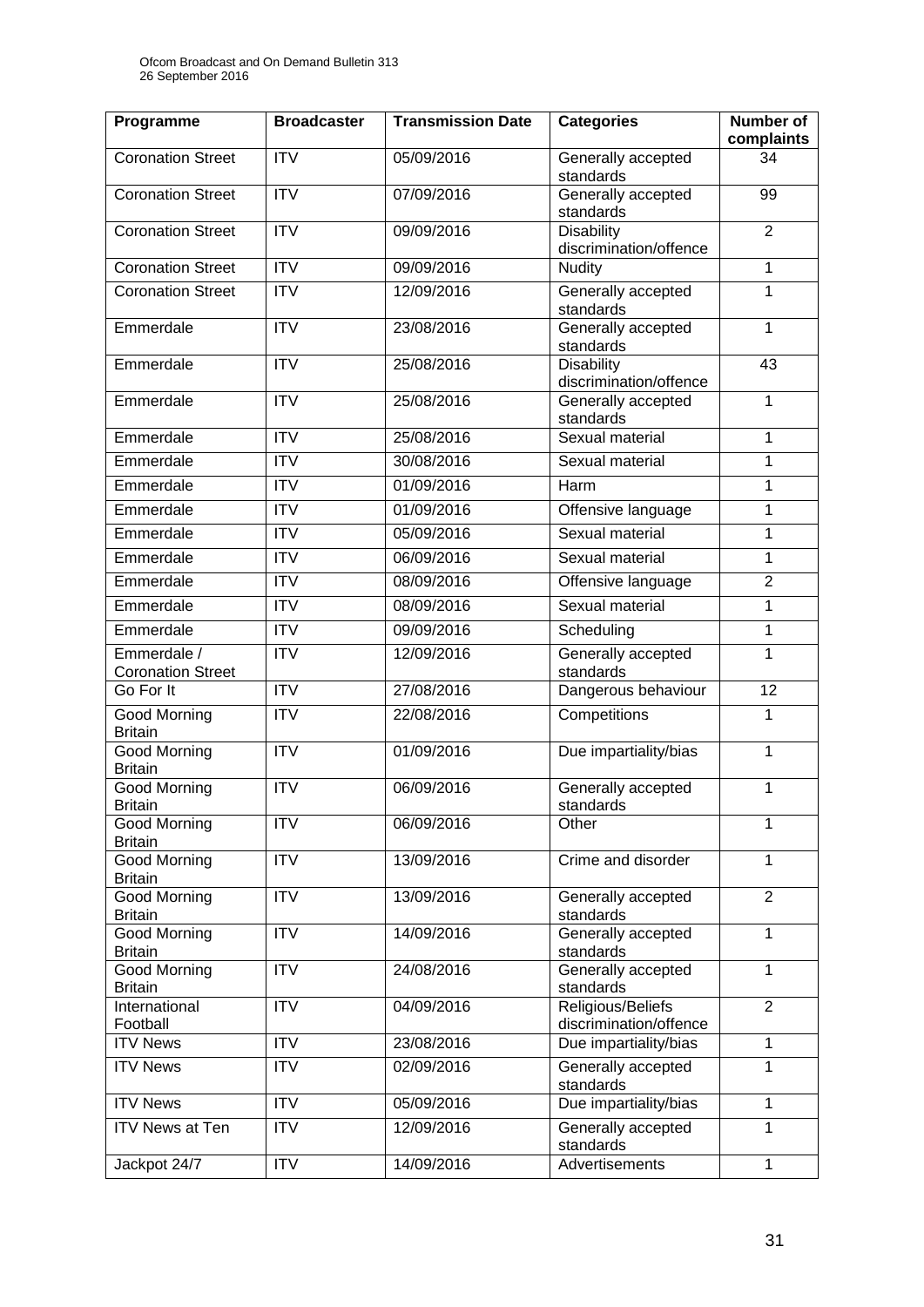| Programme | Broadcaster | Transmission Date | Categories | Number of complaints |
|---|---|---|---|---|
| Coronation Street | ITV | 05/09/2016 | Generally accepted standards | 34 |
| Coronation Street | ITV | 07/09/2016 | Generally accepted standards | 99 |
| Coronation Street | ITV | 09/09/2016 | Disability discrimination/offence | 2 |
| Coronation Street | ITV | 09/09/2016 | Nudity | 1 |
| Coronation Street | ITV | 12/09/2016 | Generally accepted standards | 1 |
| Emmerdale | ITV | 23/08/2016 | Generally accepted standards | 1 |
| Emmerdale | ITV | 25/08/2016 | Disability discrimination/offence | 43 |
| Emmerdale | ITV | 25/08/2016 | Generally accepted standards | 1 |
| Emmerdale | ITV | 25/08/2016 | Sexual material | 1 |
| Emmerdale | ITV | 30/08/2016 | Sexual material | 1 |
| Emmerdale | ITV | 01/09/2016 | Harm | 1 |
| Emmerdale | ITV | 01/09/2016 | Offensive language | 1 |
| Emmerdale | ITV | 05/09/2016 | Sexual material | 1 |
| Emmerdale | ITV | 06/09/2016 | Sexual material | 1 |
| Emmerdale | ITV | 08/09/2016 | Offensive language | 2 |
| Emmerdale | ITV | 08/09/2016 | Sexual material | 1 |
| Emmerdale | ITV | 09/09/2016 | Scheduling | 1 |
| Emmerdale / Coronation Street | ITV | 12/09/2016 | Generally accepted standards | 1 |
| Go For It | ITV | 27/08/2016 | Dangerous behaviour | 12 |
| Good Morning Britain | ITV | 22/08/2016 | Competitions | 1 |
| Good Morning Britain | ITV | 01/09/2016 | Due impartiality/bias | 1 |
| Good Morning Britain | ITV | 06/09/2016 | Generally accepted standards | 1 |
| Good Morning Britain | ITV | 06/09/2016 | Other | 1 |
| Good Morning Britain | ITV | 13/09/2016 | Crime and disorder | 1 |
| Good Morning Britain | ITV | 13/09/2016 | Generally accepted standards | 2 |
| Good Morning Britain | ITV | 14/09/2016 | Generally accepted standards | 1 |
| Good Morning Britain | ITV | 24/08/2016 | Generally accepted standards | 1 |
| International Football | ITV | 04/09/2016 | Religious/Beliefs discrimination/offence | 2 |
| ITV News | ITV | 23/08/2016 | Due impartiality/bias | 1 |
| ITV News | ITV | 02/09/2016 | Generally accepted standards | 1 |
| ITV News | ITV | 05/09/2016 | Due impartiality/bias | 1 |
| ITV News at Ten | ITV | 12/09/2016 | Generally accepted standards | 1 |
| Jackpot 24/7 | ITV | 14/09/2016 | Advertisements | 1 |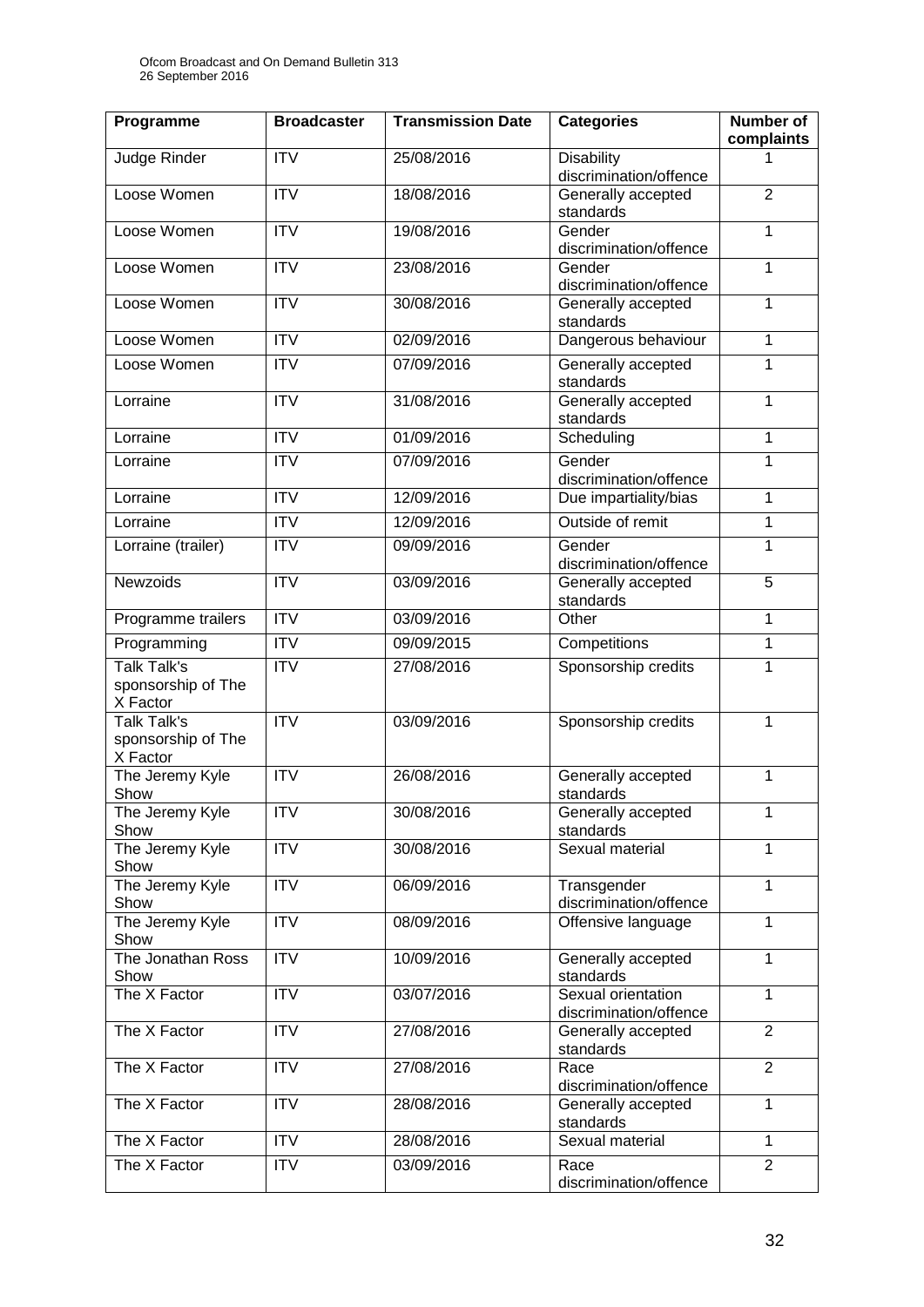| Programme | Broadcaster | Transmission Date | Categories | Number of complaints |
|---|---|---|---|---|
| Judge Rinder | ITV | 25/08/2016 | Disability discrimination/offence | 1 |
| Loose Women | ITV | 18/08/2016 | Generally accepted standards | 2 |
| Loose Women | ITV | 19/08/2016 | Gender discrimination/offence | 1 |
| Loose Women | ITV | 23/08/2016 | Gender discrimination/offence | 1 |
| Loose Women | ITV | 30/08/2016 | Generally accepted standards | 1 |
| Loose Women | ITV | 02/09/2016 | Dangerous behaviour | 1 |
| Loose Women | ITV | 07/09/2016 | Generally accepted standards | 1 |
| Lorraine | ITV | 31/08/2016 | Generally accepted standards | 1 |
| Lorraine | ITV | 01/09/2016 | Scheduling | 1 |
| Lorraine | ITV | 07/09/2016 | Gender discrimination/offence | 1 |
| Lorraine | ITV | 12/09/2016 | Due impartiality/bias | 1 |
| Lorraine | ITV | 12/09/2016 | Outside of remit | 1 |
| Lorraine (trailer) | ITV | 09/09/2016 | Gender discrimination/offence | 1 |
| Newzoids | ITV | 03/09/2016 | Generally accepted standards | 5 |
| Programme trailers | ITV | 03/09/2016 | Other | 1 |
| Programming | ITV | 09/09/2015 | Competitions | 1 |
| Talk Talk's sponsorship of The X Factor | ITV | 27/08/2016 | Sponsorship credits | 1 |
| Talk Talk's sponsorship of The X Factor | ITV | 03/09/2016 | Sponsorship credits | 1 |
| The Jeremy Kyle Show | ITV | 26/08/2016 | Generally accepted standards | 1 |
| The Jeremy Kyle Show | ITV | 30/08/2016 | Generally accepted standards | 1 |
| The Jeremy Kyle Show | ITV | 30/08/2016 | Sexual material | 1 |
| The Jeremy Kyle Show | ITV | 06/09/2016 | Transgender discrimination/offence | 1 |
| The Jeremy Kyle Show | ITV | 08/09/2016 | Offensive language | 1 |
| The Jonathan Ross Show | ITV | 10/09/2016 | Generally accepted standards | 1 |
| The X Factor | ITV | 03/07/2016 | Sexual orientation discrimination/offence | 1 |
| The X Factor | ITV | 27/08/2016 | Generally accepted standards | 2 |
| The X Factor | ITV | 27/08/2016 | Race discrimination/offence | 2 |
| The X Factor | ITV | 28/08/2016 | Generally accepted standards | 1 |
| The X Factor | ITV | 28/08/2016 | Sexual material | 1 |
| The X Factor | ITV | 03/09/2016 | Race discrimination/offence | 2 |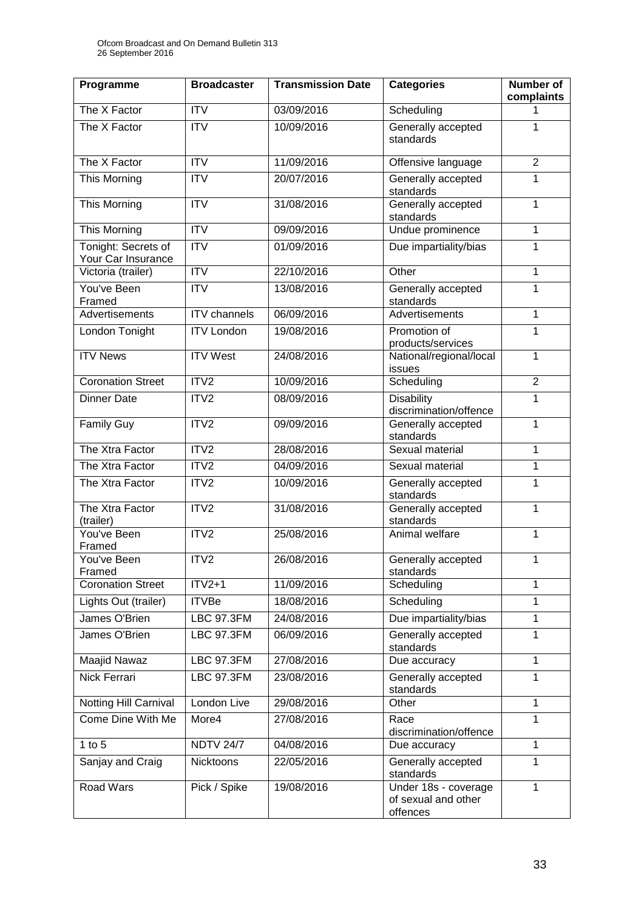| Programme | Broadcaster | Transmission Date | Categories | Number of complaints |
|---|---|---|---|---|
| The X Factor | ITV | 03/09/2016 | Scheduling | 1 |
| The X Factor | ITV | 10/09/2016 | Generally accepted standards | 1 |
| The X Factor | ITV | 11/09/2016 | Offensive language | 2 |
| This Morning | ITV | 20/07/2016 | Generally accepted standards | 1 |
| This Morning | ITV | 31/08/2016 | Generally accepted standards | 1 |
| This Morning | ITV | 09/09/2016 | Undue prominence | 1 |
| Tonight: Secrets of Your Car Insurance | ITV | 01/09/2016 | Due impartiality/bias | 1 |
| Victoria (trailer) | ITV | 22/10/2016 | Other | 1 |
| You've Been Framed | ITV | 13/08/2016 | Generally accepted standards | 1 |
| Advertisements | ITV channels | 06/09/2016 | Advertisements | 1 |
| London Tonight | ITV London | 19/08/2016 | Promotion of products/services | 1 |
| ITV News | ITV West | 24/08/2016 | National/regional/local issues | 1 |
| Coronation Street | ITV2 | 10/09/2016 | Scheduling | 2 |
| Dinner Date | ITV2 | 08/09/2016 | Disability discrimination/offence | 1 |
| Family Guy | ITV2 | 09/09/2016 | Generally accepted standards | 1 |
| The Xtra Factor | ITV2 | 28/08/2016 | Sexual material | 1 |
| The Xtra Factor | ITV2 | 04/09/2016 | Sexual material | 1 |
| The Xtra Factor | ITV2 | 10/09/2016 | Generally accepted standards | 1 |
| The Xtra Factor (trailer) | ITV2 | 31/08/2016 | Generally accepted standards | 1 |
| You've Been Framed | ITV2 | 25/08/2016 | Animal welfare | 1 |
| You've Been Framed | ITV2 | 26/08/2016 | Generally accepted standards | 1 |
| Coronation Street | ITV2+1 | 11/09/2016 | Scheduling | 1 |
| Lights Out (trailer) | ITVBe | 18/08/2016 | Scheduling | 1 |
| James O'Brien | LBC 97.3FM | 24/08/2016 | Due impartiality/bias | 1 |
| James O'Brien | LBC 97.3FM | 06/09/2016 | Generally accepted standards | 1 |
| Maajid Nawaz | LBC 97.3FM | 27/08/2016 | Due accuracy | 1 |
| Nick Ferrari | LBC 97.3FM | 23/08/2016 | Generally accepted standards | 1 |
| Notting Hill Carnival | London Live | 29/08/2016 | Other | 1 |
| Come Dine With Me | More4 | 27/08/2016 | Race discrimination/offence | 1 |
| 1 to 5 | NDTV 24/7 | 04/08/2016 | Due accuracy | 1 |
| Sanjay and Craig | Nicktoons | 22/05/2016 | Generally accepted standards | 1 |
| Road Wars | Pick / Spike | 19/08/2016 | Under 18s - coverage of sexual and other offences | 1 |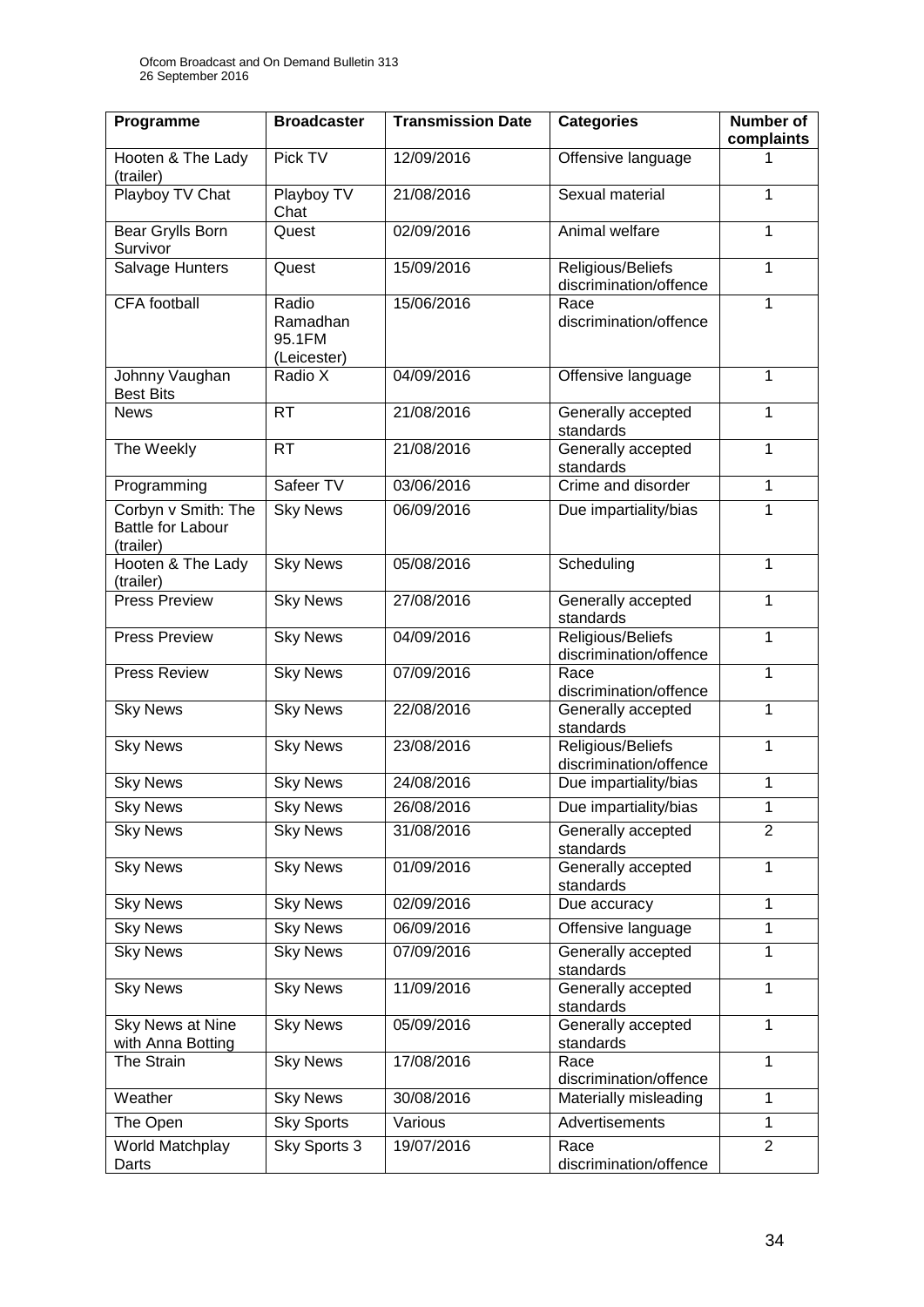| Programme | Broadcaster | Transmission Date | Categories | Number of complaints |
|---|---|---|---|---|
| Hooten & The Lady (trailer) | Pick TV | 12/09/2016 | Offensive language | 1 |
| Playboy TV Chat | Playboy TV Chat | 21/08/2016 | Sexual material | 1 |
| Bear Grylls Born Survivor | Quest | 02/09/2016 | Animal welfare | 1 |
| Salvage Hunters | Quest | 15/09/2016 | Religious/Beliefs discrimination/offence | 1 |
| CFA football | Radio Ramadhan 95.1FM (Leicester) | 15/06/2016 | Race discrimination/offence | 1 |
| Johnny Vaughan Best Bits | Radio X | 04/09/2016 | Offensive language | 1 |
| News | RT | 21/08/2016 | Generally accepted standards | 1 |
| The Weekly | RT | 21/08/2016 | Generally accepted standards | 1 |
| Programming | Safeer TV | 03/06/2016 | Crime and disorder | 1 |
| Corbyn v Smith: The Battle for Labour (trailer) | Sky News | 06/09/2016 | Due impartiality/bias | 1 |
| Hooten & The Lady (trailer) | Sky News | 05/08/2016 | Scheduling | 1 |
| Press Preview | Sky News | 27/08/2016 | Generally accepted standards | 1 |
| Press Preview | Sky News | 04/09/2016 | Religious/Beliefs discrimination/offence | 1 |
| Press Review | Sky News | 07/09/2016 | Race discrimination/offence | 1 |
| Sky News | Sky News | 22/08/2016 | Generally accepted standards | 1 |
| Sky News | Sky News | 23/08/2016 | Religious/Beliefs discrimination/offence | 1 |
| Sky News | Sky News | 24/08/2016 | Due impartiality/bias | 1 |
| Sky News | Sky News | 26/08/2016 | Due impartiality/bias | 1 |
| Sky News | Sky News | 31/08/2016 | Generally accepted standards | 2 |
| Sky News | Sky News | 01/09/2016 | Generally accepted standards | 1 |
| Sky News | Sky News | 02/09/2016 | Due accuracy | 1 |
| Sky News | Sky News | 06/09/2016 | Offensive language | 1 |
| Sky News | Sky News | 07/09/2016 | Generally accepted standards | 1 |
| Sky News | Sky News | 11/09/2016 | Generally accepted standards | 1 |
| Sky News at Nine with Anna Botting | Sky News | 05/09/2016 | Generally accepted standards | 1 |
| The Strain | Sky News | 17/08/2016 | Race discrimination/offence | 1 |
| Weather | Sky News | 30/08/2016 | Materially misleading | 1 |
| The Open | Sky Sports | Various | Advertisements | 1 |
| World Matchplay Darts | Sky Sports 3 | 19/07/2016 | Race discrimination/offence | 2 |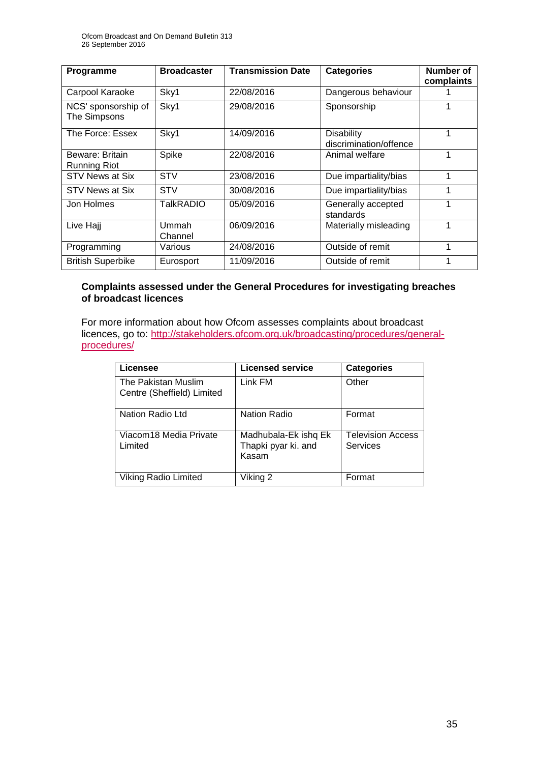| Programme | Broadcaster | Transmission Date | Categories | Number of complaints |
|---|---|---|---|---|
| Carpool Karaoke | Sky1 | 22/08/2016 | Dangerous behaviour | 1 |
| NCS' sponsorship of The Simpsons | Sky1 | 29/08/2016 | Sponsorship | 1 |
| The Force: Essex | Sky1 | 14/09/2016 | Disability discrimination/offence | 1 |
| Beware: Britain Running Riot | Spike | 22/08/2016 | Animal welfare | 1 |
| STV News at Six | STV | 23/08/2016 | Due impartiality/bias | 1 |
| STV News at Six | STV | 30/08/2016 | Due impartiality/bias | 1 |
| Jon Holmes | TalkRADIO | 05/09/2016 | Generally accepted standards | 1 |
| Live Hajj | Ummah Channel | 06/09/2016 | Materially misleading | 1 |
| Programming | Various | 24/08/2016 | Outside of remit | 1 |
| British Superbike | Eurosport | 11/09/2016 | Outside of remit | 1 |

**Complaints assessed under the General Procedures for investigating breaches of broadcast licences**

For more information about how Ofcom assesses complaints about broadcast licences, go to: http://stakeholders.ofcom.org.uk/broadcasting/procedures/general-procedures/

| Licensee | Licensed service | Categories |
|---|---|---|
| The Pakistan Muslim Centre (Sheffield) Limited | Link FM | Other |
| Nation Radio Ltd | Nation Radio | Format |
| Viacom18 Media Private Limited | Madhubala-Ek ishq Ek Thapki pyar ki. and Kasam | Television Access Services |
| Viking Radio Limited | Viking 2 | Format |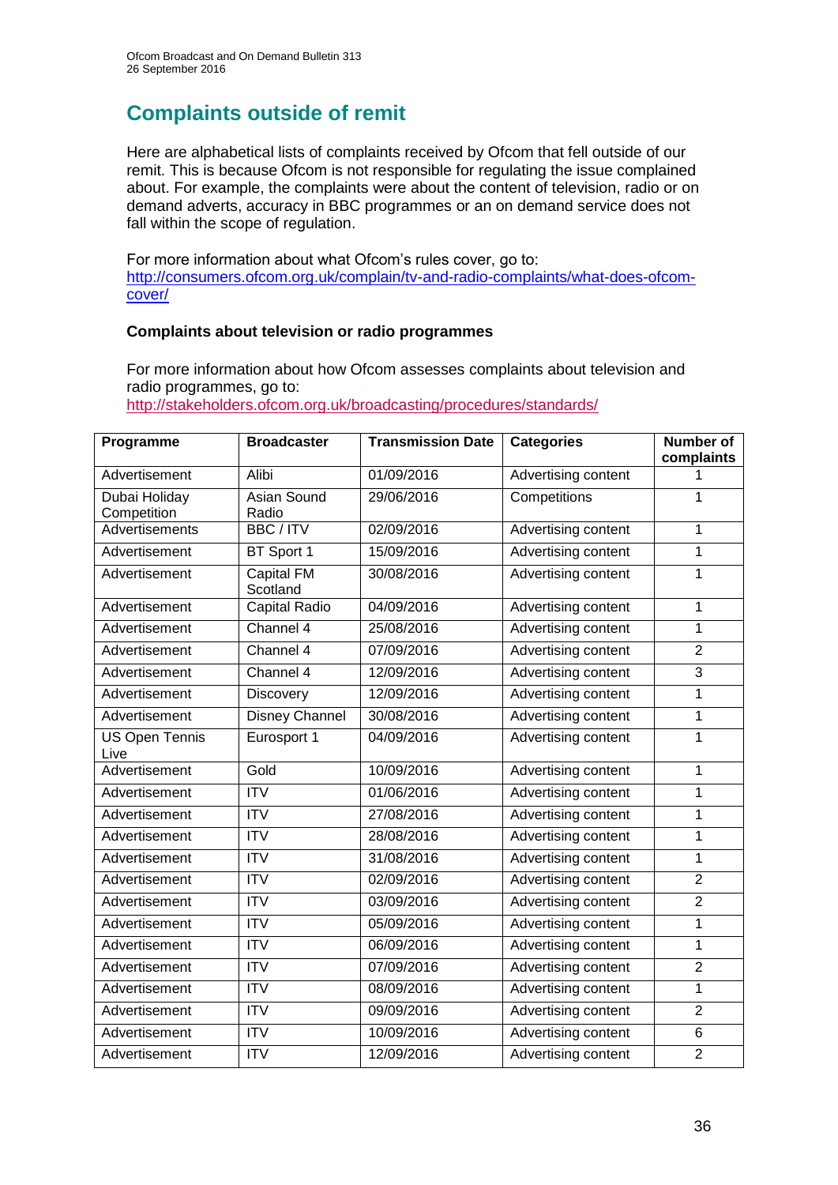# Complaints outside of remit

Here are alphabetical lists of complaints received by Ofcom that fell outside of our remit. This is because Ofcom is not responsible for regulating the issue complained about. For example, the complaints were about the content of television, radio or on demand adverts, accuracy in BBC programmes or an on demand service does not fall within the scope of regulation.

For more information about what Ofcom's rules cover, go to:
[http://consumers.ofcom.org.uk/complain/tv-and-radio-complaints/what-does-ofcom-cover/](http://consumers.ofcom.org.uk/complain/tv-and-radio-complaints/what-does-ofcom-cover/)

### Complaints about television or radio programmes

For more information about how Ofcom assesses complaints about television and radio programmes, go to:
[http://stakeholders.ofcom.org.uk/broadcasting/procedures/standards/](http://stakeholders.ofcom.org.uk/broadcasting/procedures/standards/)

| Programme | Broadcaster | Transmission Date | Categories | Number of complaints |
|---|---|---|---|---|
| Advertisement | Alibi | 01/09/2016 | Advertising content | 1 |
| Dubai Holiday Competition | Asian Sound Radio | 29/06/2016 | Competitions | 1 |
| Advertisements | BBC / ITV | 02/09/2016 | Advertising content | 1 |
| Advertisement | BT Sport 1 | 15/09/2016 | Advertising content | 1 |
| Advertisement | Capital FM Scotland | 30/08/2016 | Advertising content | 1 |
| Advertisement | Capital Radio | 04/09/2016 | Advertising content | 1 |
| Advertisement | Channel 4 | 25/08/2016 | Advertising content | 1 |
| Advertisement | Channel 4 | 07/09/2016 | Advertising content | 2 |
| Advertisement | Channel 4 | 12/09/2016 | Advertising content | 3 |
| Advertisement | Discovery | 12/09/2016 | Advertising content | 1 |
| Advertisement | Disney Channel | 30/08/2016 | Advertising content | 1 |
| US Open Tennis Live | Eurosport 1 | 04/09/2016 | Advertising content | 1 |
| Advertisement | Gold | 10/09/2016 | Advertising content | 1 |
| Advertisement | ITV | 01/06/2016 | Advertising content | 1 |
| Advertisement | ITV | 27/08/2016 | Advertising content | 1 |
| Advertisement | ITV | 28/08/2016 | Advertising content | 1 |
| Advertisement | ITV | 31/08/2016 | Advertising content | 1 |
| Advertisement | ITV | 02/09/2016 | Advertising content | 2 |
| Advertisement | ITV | 03/09/2016 | Advertising content | 2 |
| Advertisement | ITV | 05/09/2016 | Advertising content | 1 |
| Advertisement | ITV | 06/09/2016 | Advertising content | 1 |
| Advertisement | ITV | 07/09/2016 | Advertising content | 2 |
| Advertisement | ITV | 08/09/2016 | Advertising content | 1 |
| Advertisement | ITV | 09/09/2016 | Advertising content | 2 |
| Advertisement | ITV | 10/09/2016 | Advertising content | 6 |
| Advertisement | ITV | 12/09/2016 | Advertising content | 2 |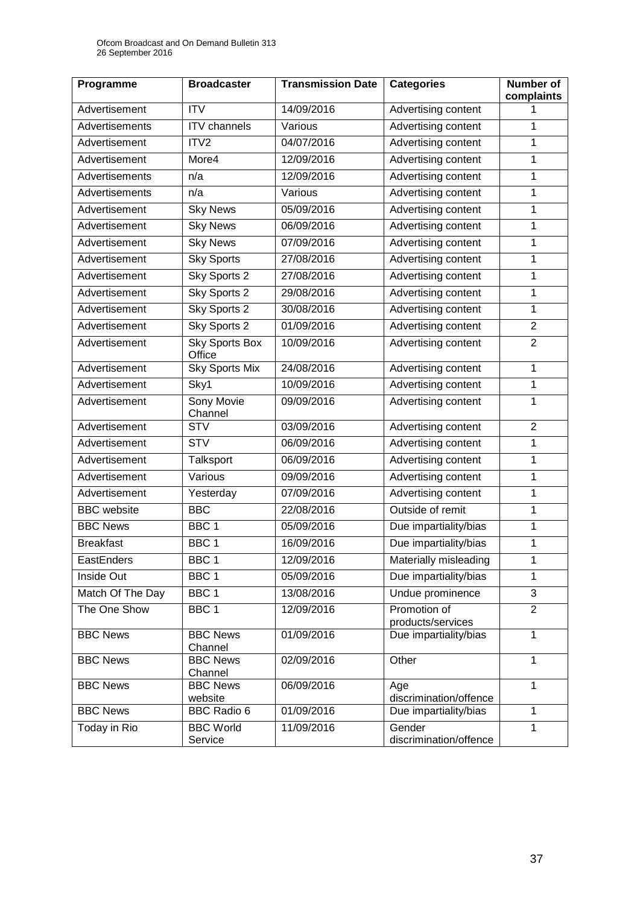| Programme | Broadcaster | Transmission Date | Categories | Number of complaints |
|---|---|---|---|---|
| Advertisement | ITV | 14/09/2016 | Advertising content | 1 |
| Advertisements | ITV channels | Various | Advertising content | 1 |
| Advertisement | ITV2 | 04/07/2016 | Advertising content | 1 |
| Advertisement | More4 | 12/09/2016 | Advertising content | 1 |
| Advertisements | n/a | 12/09/2016 | Advertising content | 1 |
| Advertisements | n/a | Various | Advertising content | 1 |
| Advertisement | Sky News | 05/09/2016 | Advertising content | 1 |
| Advertisement | Sky News | 06/09/2016 | Advertising content | 1 |
| Advertisement | Sky News | 07/09/2016 | Advertising content | 1 |
| Advertisement | Sky Sports | 27/08/2016 | Advertising content | 1 |
| Advertisement | Sky Sports 2 | 27/08/2016 | Advertising content | 1 |
| Advertisement | Sky Sports 2 | 29/08/2016 | Advertising content | 1 |
| Advertisement | Sky Sports 2 | 30/08/2016 | Advertising content | 1 |
| Advertisement | Sky Sports 2 | 01/09/2016 | Advertising content | 2 |
| Advertisement | Sky Sports Box Office | 10/09/2016 | Advertising content | 2 |
| Advertisement | Sky Sports Mix | 24/08/2016 | Advertising content | 1 |
| Advertisement | Sky1 | 10/09/2016 | Advertising content | 1 |
| Advertisement | Sony Movie Channel | 09/09/2016 | Advertising content | 1 |
| Advertisement | STV | 03/09/2016 | Advertising content | 2 |
| Advertisement | STV | 06/09/2016 | Advertising content | 1 |
| Advertisement | Talksport | 06/09/2016 | Advertising content | 1 |
| Advertisement | Various | 09/09/2016 | Advertising content | 1 |
| Advertisement | Yesterday | 07/09/2016 | Advertising content | 1 |
| BBC website | BBC | 22/08/2016 | Outside of remit | 1 |
| BBC News | BBC 1 | 05/09/2016 | Due impartiality/bias | 1 |
| Breakfast | BBC 1 | 16/09/2016 | Due impartiality/bias | 1 |
| EastEnders | BBC 1 | 12/09/2016 | Materially misleading | 1 |
| Inside Out | BBC 1 | 05/09/2016 | Due impartiality/bias | 1 |
| Match Of The Day | BBC 1 | 13/08/2016 | Undue prominence | 3 |
| The One Show | BBC 1 | 12/09/2016 | Promotion of products/services | 2 |
| BBC News | BBC News Channel | 01/09/2016 | Due impartiality/bias | 1 |
| BBC News | BBC News Channel | 02/09/2016 | Other | 1 |
| BBC News | BBC News website | 06/09/2016 | Age discrimination/offence | 1 |
| BBC News | BBC Radio 6 | 01/09/2016 | Due impartiality/bias | 1 |
| Today in Rio | BBC World Service | 11/09/2016 | Gender discrimination/offence | 1 |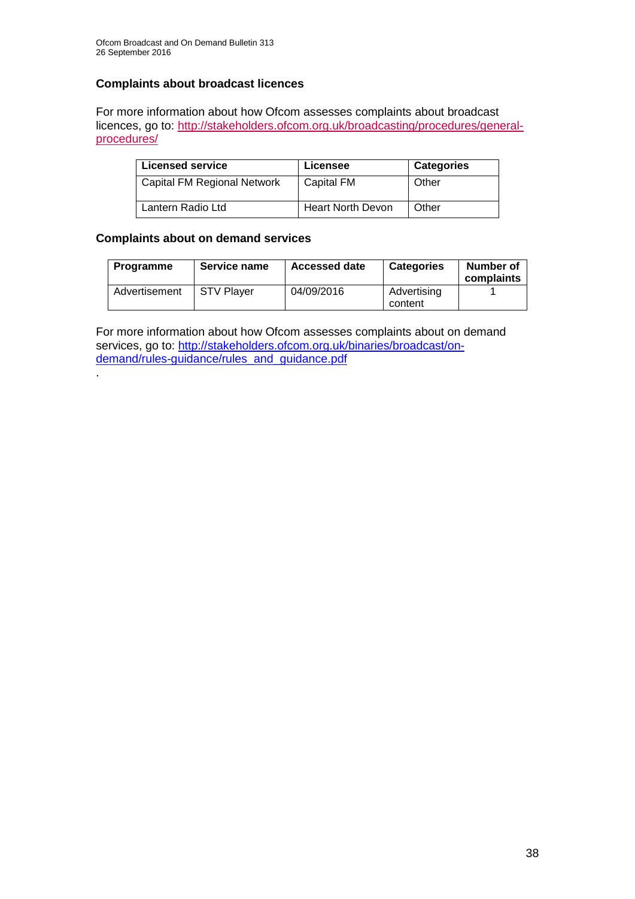## Complaints about broadcast licences

For more information about how Ofcom assesses complaints about broadcast licences, go to: http://stakeholders.ofcom.org.uk/broadcasting/procedures/general-procedures/

| Licensed service | Licensee | Categories |
|---|---|---|
| Capital FM Regional Network | Capital FM | Other |
| Lantern Radio Ltd | Heart North Devon | Other |

## Complaints about on demand services

| Programme | Service name | Accessed date | Categories | Number of complaints |
|---|---|---|---|---|
| Advertisement | STV Player | 04/09/2016 | Advertising content | 1 |

For more information about how Ofcom assesses complaints about on demand services, go to: http://stakeholders.ofcom.org.uk/binaries/broadcast/on-demand/rules-guidance/rules_and_guidance.pdf

.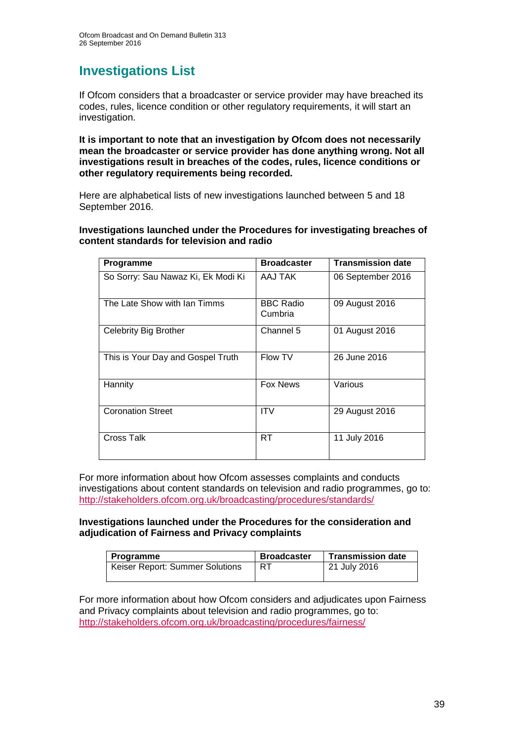# Investigations List

If Ofcom considers that a broadcaster or service provider may have breached its codes, rules, licence condition or other regulatory requirements, it will start an investigation.

**It is important to note that an investigation by Ofcom does not necessarily mean the broadcaster or service provider has done anything wrong. Not all investigations result in breaches of the codes, rules, licence conditions or other regulatory requirements being recorded.**

Here are alphabetical lists of new investigations launched between 5 and 18 September 2016.

**Investigations launched under the Procedures for investigating breaches of content standards for television and radio**

| Programme | Broadcaster | Transmission date |
|---|---|---|
| So Sorry: Sau Nawaz Ki, Ek Modi Ki | AAJ TAK | 06 September 2016 |
| The Late Show with Ian Timms | BBC Radio Cumbria | 09 August 2016 |
| Celebrity Big Brother | Channel 5 | 01 August 2016 |
| This is Your Day and Gospel Truth | Flow TV | 26 June 2016 |
| Hannity | Fox News | Various |
| Coronation Street | ITV | 29 August 2016 |
| Cross Talk | RT | 11 July 2016 |

For more information about how Ofcom assesses complaints and conducts investigations about content standards on television and radio programmes, go to: http://stakeholders.ofcom.org.uk/broadcasting/procedures/standards/

**Investigations launched under the Procedures for the consideration and adjudication of Fairness and Privacy complaints**

| Programme | Broadcaster | Transmission date |
|---|---|---|
| Keiser Report: Summer Solutions | RT | 21 July 2016 |

For more information about how Ofcom considers and adjudicates upon Fairness and Privacy complaints about television and radio programmes, go to: http://stakeholders.ofcom.org.uk/broadcasting/procedures/fairness/